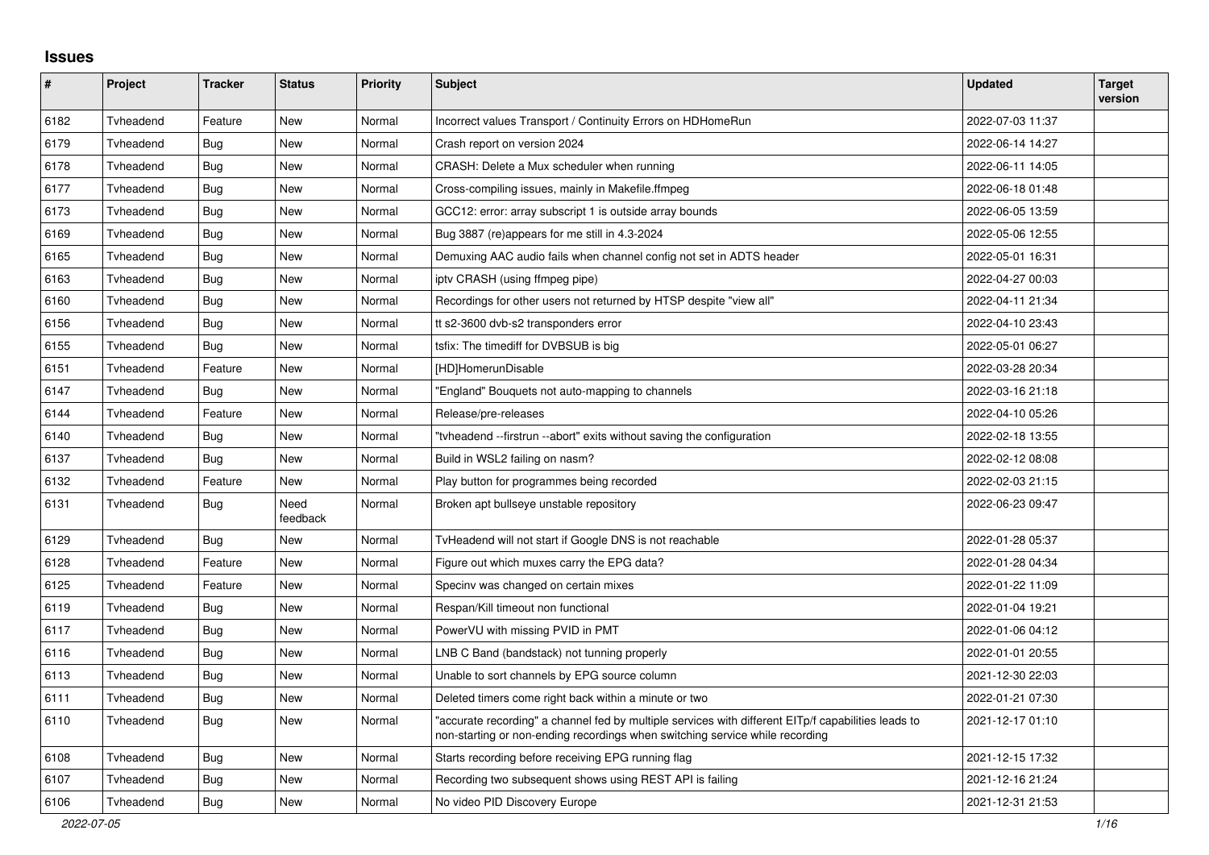# Issues

| # | Project | Tracker | Status | Priority | Subject | Updated | Target version |
|---|---|---|---|---|---|---|---|
| 6182 | Tvheadend | Feature | New | Normal | Incorrect values Transport / Continuity Errors on HDHomeRun | 2022-07-03 11:37 | |
| 6179 | Tvheadend | Bug | New | Normal | Crash report on version 2024 | 2022-06-14 14:27 | |
| 6178 | Tvheadend | Bug | New | Normal | CRASH: Delete a Mux scheduler when running | 2022-06-11 14:05 | |
| 6177 | Tvheadend | Bug | New | Normal | Cross-compiling issues, mainly in Makefile.ffmpeg | 2022-06-18 01:48 | |
| 6173 | Tvheadend | Bug | New | Normal | GCC12: error: array subscript 1 is outside array bounds | 2022-06-05 13:59 | |
| 6169 | Tvheadend | Bug | New | Normal | Bug 3887 (re)appears for me still in 4.3-2024 | 2022-05-06 12:55 | |
| 6165 | Tvheadend | Bug | New | Normal | Demuxing AAC audio fails when channel config not set in ADTS header | 2022-05-01 16:31 | |
| 6163 | Tvheadend | Bug | New | Normal | iptv CRASH (using ffmpeg pipe) | 2022-04-27 00:03 | |
| 6160 | Tvheadend | Bug | New | Normal | Recordings for other users not returned by HTSP despite "view all" | 2022-04-11 21:34 | |
| 6156 | Tvheadend | Bug | New | Normal | tt s2-3600 dvb-s2 transponders error | 2022-04-10 23:43 | |
| 6155 | Tvheadend | Bug | New | Normal | tsfix: The timediff for DVBSUB is big | 2022-05-01 06:27 | |
| 6151 | Tvheadend | Feature | New | Normal | [HD]HomerunDisable | 2022-03-28 20:34 | |
| 6147 | Tvheadend | Bug | New | Normal | "England" Bouquets not auto-mapping to channels | 2022-03-16 21:18 | |
| 6144 | Tvheadend | Feature | New | Normal | Release/pre-releases | 2022-04-10 05:26 | |
| 6140 | Tvheadend | Bug | New | Normal | "tvheadend --firstrun --abort" exits without saving the configuration | 2022-02-18 13:55 | |
| 6137 | Tvheadend | Bug | New | Normal | Build in WSL2 failing on nasm? | 2022-02-12 08:08 | |
| 6132 | Tvheadend | Feature | New | Normal | Play button for programmes being recorded | 2022-02-03 21:15 | |
| 6131 | Tvheadend | Bug | Need feedback | Normal | Broken apt bullseye unstable repository | 2022-06-23 09:47 | |
| 6129 | Tvheadend | Bug | New | Normal | TvHeadend will not start if Google DNS is not reachable | 2022-01-28 05:37 | |
| 6128 | Tvheadend | Feature | New | Normal | Figure out which muxes carry the EPG data? | 2022-01-28 04:34 | |
| 6125 | Tvheadend | Feature | New | Normal | Specinv was changed on certain mixes | 2022-01-22 11:09 | |
| 6119 | Tvheadend | Bug | New | Normal | Respan/Kill timeout non functional | 2022-01-04 19:21 | |
| 6117 | Tvheadend | Bug | New | Normal | PowerVU with missing PVID in PMT | 2022-01-06 04:12 | |
| 6116 | Tvheadend | Bug | New | Normal | LNB C Band (bandstack) not tunning properly | 2022-01-01 20:55 | |
| 6113 | Tvheadend | Bug | New | Normal | Unable to sort channels by EPG source column | 2021-12-30 22:03 | |
| 6111 | Tvheadend | Bug | New | Normal | Deleted timers come right back within a minute or two | 2022-01-21 07:30 | |
| 6110 | Tvheadend | Bug | New | Normal | "accurate recording" a channel fed by multiple services with different EITp/f capabilities leads to non-starting or non-ending recordings when switching service while recording | 2021-12-17 01:10 | |
| 6108 | Tvheadend | Bug | New | Normal | Starts recording before receiving EPG running flag | 2021-12-15 17:32 | |
| 6107 | Tvheadend | Bug | New | Normal | Recording two subsequent shows using REST API is failing | 2021-12-16 21:24 | |
| 6106 | Tvheadend | Bug | New | Normal | No video PID Discovery Europe | 2021-12-31 21:53 | |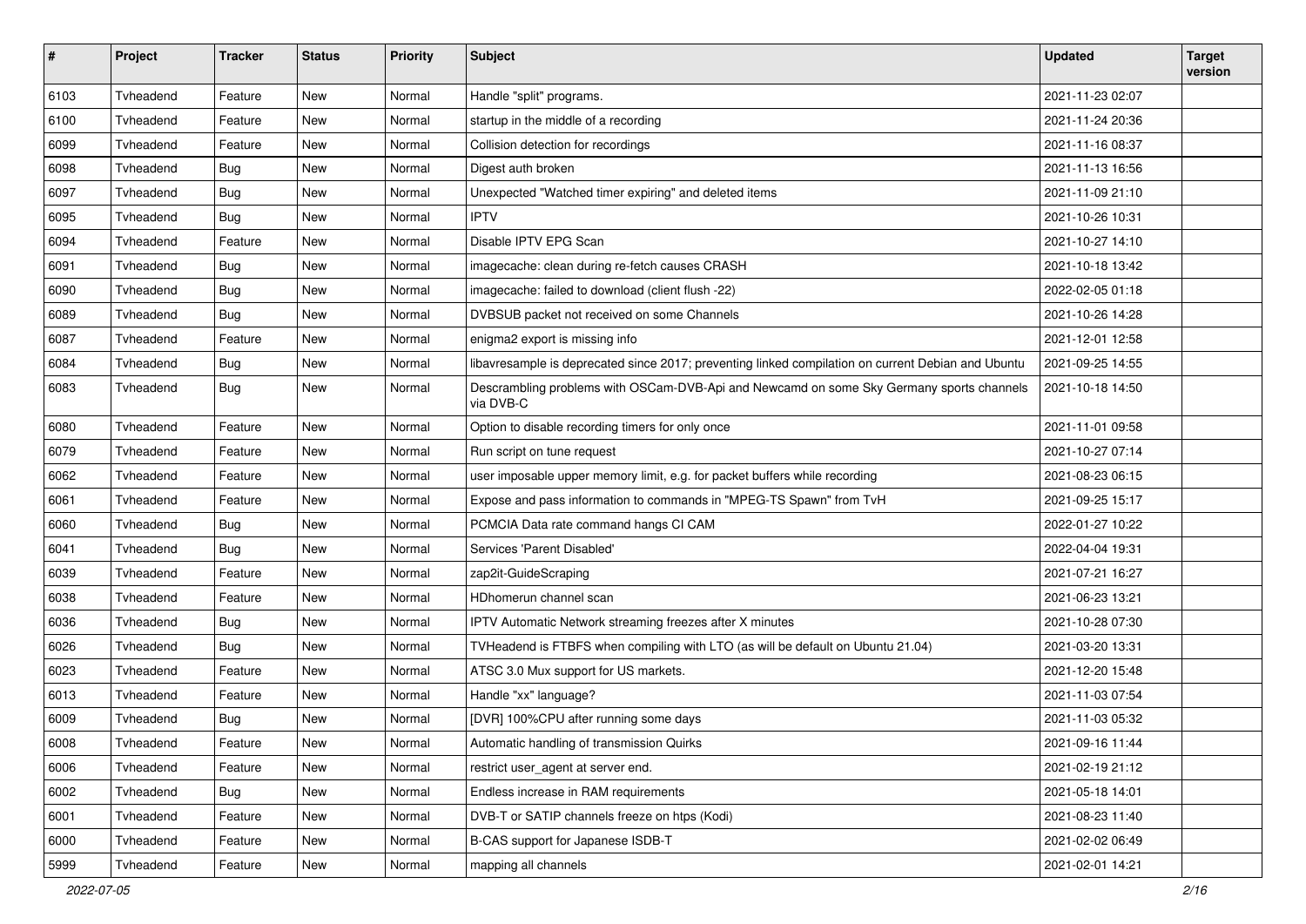| # | Project | Tracker | Status | Priority | Subject | Updated | Target version |
|---|---|---|---|---|---|---|---|
| 6103 | Tvheadend | Feature | New | Normal | Handle "split" programs. | 2021-11-23 02:07 | |
| 6100 | Tvheadend | Feature | New | Normal | startup in the middle of a recording | 2021-11-24 20:36 | |
| 6099 | Tvheadend | Feature | New | Normal | Collision detection for recordings | 2021-11-16 08:37 | |
| 6098 | Tvheadend | Bug | New | Normal | Digest auth broken | 2021-11-13 16:56 | |
| 6097 | Tvheadend | Bug | New | Normal | Unexpected "Watched timer expiring" and deleted items | 2021-11-09 21:10 | |
| 6095 | Tvheadend | Bug | New | Normal | IPTV | 2021-10-26 10:31 | |
| 6094 | Tvheadend | Feature | New | Normal | Disable IPTV EPG Scan | 2021-10-27 14:10 | |
| 6091 | Tvheadend | Bug | New | Normal | imagecache: clean during re-fetch causes CRASH | 2021-10-18 13:42 | |
| 6090 | Tvheadend | Bug | New | Normal | imagecache: failed to download (client flush -22) | 2022-02-05 01:18 | |
| 6089 | Tvheadend | Bug | New | Normal | DVBSUB packet not received on some Channels | 2021-10-26 14:28 | |
| 6087 | Tvheadend | Feature | New | Normal | enigma2 export is missing info | 2021-12-01 12:58 | |
| 6084 | Tvheadend | Bug | New | Normal | libavresample is deprecated since 2017; preventing linked compilation on current Debian and Ubuntu | 2021-09-25 14:55 | |
| 6083 | Tvheadend | Bug | New | Normal | Descrambling problems with OSCam-DVB-Api and Newcamd on some Sky Germany sports channels via DVB-C | 2021-10-18 14:50 | |
| 6080 | Tvheadend | Feature | New | Normal | Option to disable recording timers for only once | 2021-11-01 09:58 | |
| 6079 | Tvheadend | Feature | New | Normal | Run script on tune request | 2021-10-27 07:14 | |
| 6062 | Tvheadend | Feature | New | Normal | user imposable upper memory limit, e.g. for packet buffers while recording | 2021-08-23 06:15 | |
| 6061 | Tvheadend | Feature | New | Normal | Expose and pass information to commands in "MPEG-TS Spawn" from TvH | 2021-09-25 15:17 | |
| 6060 | Tvheadend | Bug | New | Normal | PCMCIA Data rate command hangs CI CAM | 2022-01-27 10:22 | |
| 6041 | Tvheadend | Bug | New | Normal | Services 'Parent Disabled' | 2022-04-04 19:31 | |
| 6039 | Tvheadend | Feature | New | Normal | zap2it-GuideScraping | 2021-07-21 16:27 | |
| 6038 | Tvheadend | Feature | New | Normal | HDhomerun channel scan | 2021-06-23 13:21 | |
| 6036 | Tvheadend | Bug | New | Normal | IPTV Automatic Network streaming freezes after X minutes | 2021-10-28 07:30 | |
| 6026 | Tvheadend | Bug | New | Normal | TVHeadend is FTBFS when compiling with LTO (as will be default on Ubuntu 21.04) | 2021-03-20 13:31 | |
| 6023 | Tvheadend | Feature | New | Normal | ATSC 3.0 Mux support for US markets. | 2021-12-20 15:48 | |
| 6013 | Tvheadend | Feature | New | Normal | Handle "xx" language? | 2021-11-03 07:54 | |
| 6009 | Tvheadend | Bug | New | Normal | [DVR] 100%CPU after running some days | 2021-11-03 05:32 | |
| 6008 | Tvheadend | Feature | New | Normal | Automatic handling of transmission Quirks | 2021-09-16 11:44 | |
| 6006 | Tvheadend | Feature | New | Normal | restrict user_agent at server end. | 2021-02-19 21:12 | |
| 6002 | Tvheadend | Bug | New | Normal | Endless increase in RAM requirements | 2021-05-18 14:01 | |
| 6001 | Tvheadend | Feature | New | Normal | DVB-T or SATIP channels freeze on htps (Kodi) | 2021-08-23 11:40 | |
| 6000 | Tvheadend | Feature | New | Normal | B-CAS support for Japanese ISDB-T | 2021-02-02 06:49 | |
| 5999 | Tvheadend | Feature | New | Normal | mapping all channels | 2021-02-01 14:21 | |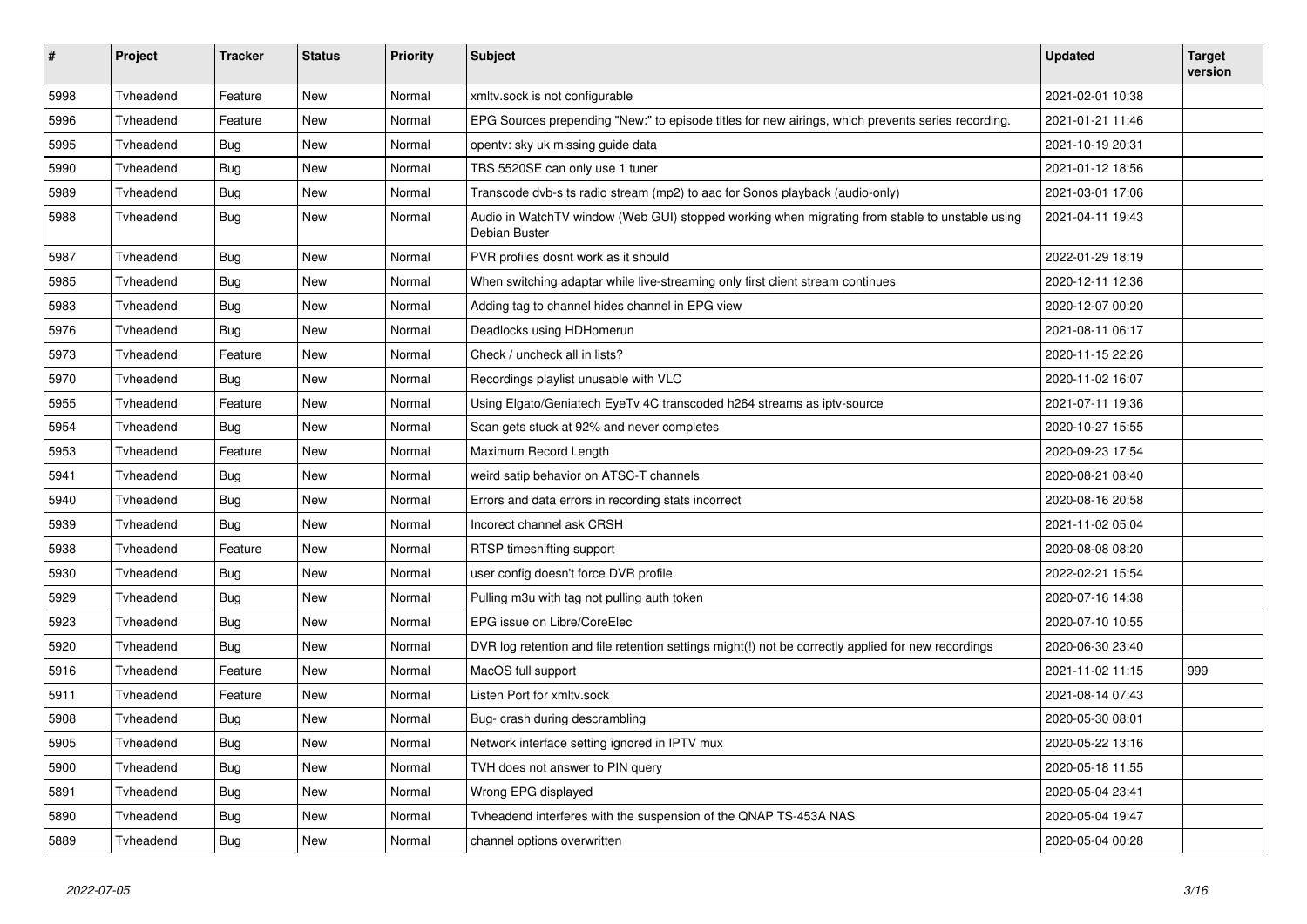| # | Project | Tracker | Status | Priority | Subject | Updated | Target version |
|---|---|---|---|---|---|---|---|
| 5998 | Tvheadend | Feature | New | Normal | xmltv.sock is not configurable | 2021-02-01 10:38 | |
| 5996 | Tvheadend | Feature | New | Normal | EPG Sources prepending "New:" to episode titles for new airings, which prevents series recording. | 2021-01-21 11:46 | |
| 5995 | Tvheadend | Bug | New | Normal | opentv: sky uk missing guide data | 2021-10-19 20:31 | |
| 5990 | Tvheadend | Bug | New | Normal | TBS 5520SE can only use 1 tuner | 2021-01-12 18:56 | |
| 5989 | Tvheadend | Bug | New | Normal | Transcode dvb-s ts radio stream (mp2) to aac for Sonos playback (audio-only) | 2021-03-01 17:06 | |
| 5988 | Tvheadend | Bug | New | Normal | Audio in WatchTV window (Web GUI) stopped working when migrating from stable to unstable using Debian Buster | 2021-04-11 19:43 | |
| 5987 | Tvheadend | Bug | New | Normal | PVR profiles dosnt work as it should | 2022-01-29 18:19 | |
| 5985 | Tvheadend | Bug | New | Normal | When switching adaptar while live-streaming only first client stream continues | 2020-12-11 12:36 | |
| 5983 | Tvheadend | Bug | New | Normal | Adding tag to channel hides channel in EPG view | 2020-12-07 00:20 | |
| 5976 | Tvheadend | Bug | New | Normal | Deadlocks using HDHomerun | 2021-08-11 06:17 | |
| 5973 | Tvheadend | Feature | New | Normal | Check / uncheck all in lists? | 2020-11-15 22:26 | |
| 5970 | Tvheadend | Bug | New | Normal | Recordings playlist unusable with VLC | 2020-11-02 16:07 | |
| 5955 | Tvheadend | Feature | New | Normal | Using Elgato/Geniatech EyeTv 4C transcoded h264 streams as iptv-source | 2021-07-11 19:36 | |
| 5954 | Tvheadend | Bug | New | Normal | Scan gets stuck at 92% and never completes | 2020-10-27 15:55 | |
| 5953 | Tvheadend | Feature | New | Normal | Maximum Record Length | 2020-09-23 17:54 | |
| 5941 | Tvheadend | Bug | New | Normal | weird satip behavior on ATSC-T channels | 2020-08-21 08:40 | |
| 5940 | Tvheadend | Bug | New | Normal | Errors and data errors in recording stats incorrect | 2020-08-16 20:58 | |
| 5939 | Tvheadend | Bug | New | Normal | Incorect channel ask CRSH | 2021-11-02 05:04 | |
| 5938 | Tvheadend | Feature | New | Normal | RTSP timeshifting support | 2020-08-08 08:20 | |
| 5930 | Tvheadend | Bug | New | Normal | user config doesn't force DVR profile | 2022-02-21 15:54 | |
| 5929 | Tvheadend | Bug | New | Normal | Pulling m3u with tag not pulling auth token | 2020-07-16 14:38 | |
| 5923 | Tvheadend | Bug | New | Normal | EPG issue on Libre/CoreElec | 2020-07-10 10:55 | |
| 5920 | Tvheadend | Bug | New | Normal | DVR log retention and file retention settings might(!) not be correctly applied for new recordings | 2020-06-30 23:40 | |
| 5916 | Tvheadend | Feature | New | Normal | MacOS full support | 2021-11-02 11:15 | 999 |
| 5911 | Tvheadend | Feature | New | Normal | Listen Port for xmltv.sock | 2021-08-14 07:43 | |
| 5908 | Tvheadend | Bug | New | Normal | Bug- crash during descrambling | 2020-05-30 08:01 | |
| 5905 | Tvheadend | Bug | New | Normal | Network interface setting ignored in IPTV mux | 2020-05-22 13:16 | |
| 5900 | Tvheadend | Bug | New | Normal | TVH does not answer to PIN query | 2020-05-18 11:55 | |
| 5891 | Tvheadend | Bug | New | Normal | Wrong EPG displayed | 2020-05-04 23:41 | |
| 5890 | Tvheadend | Bug | New | Normal | Tvheadend interferes with the suspension of the QNAP TS-453A NAS | 2020-05-04 19:47 | |
| 5889 | Tvheadend | Bug | New | Normal | channel options overwritten | 2020-05-04 00:28 | |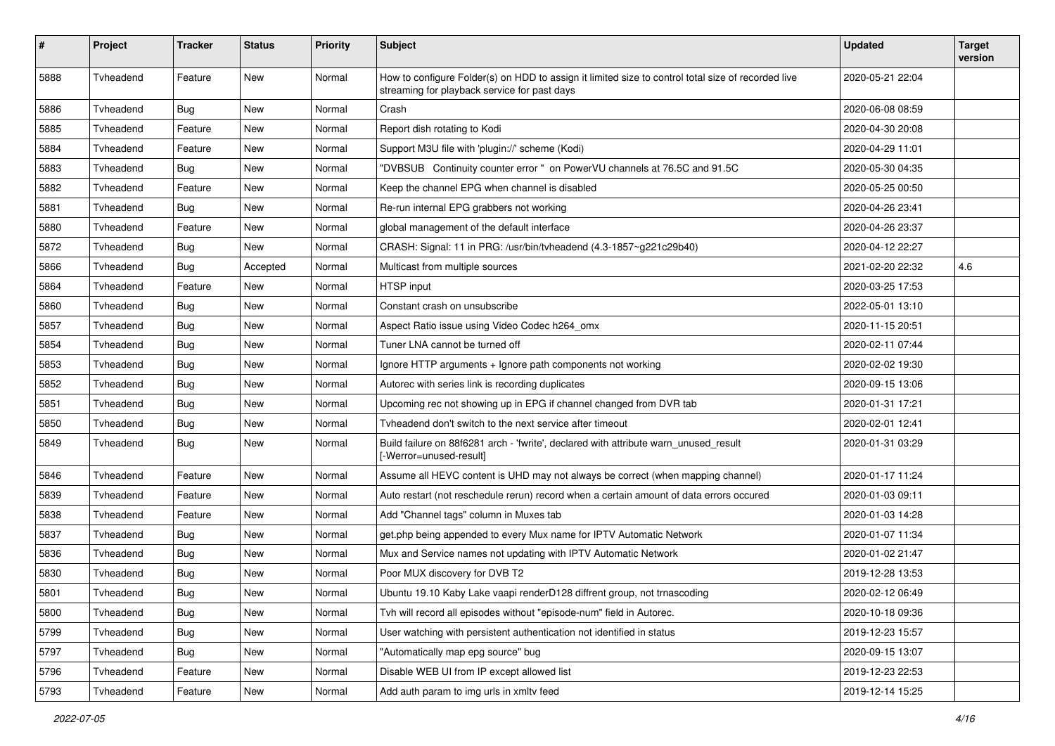| # | Project | Tracker | Status | Priority | Subject | Updated | Target version |
|---|---|---|---|---|---|---|---|
| 5888 | Tvheadend | Feature | New | Normal | How to configure Folder(s) on HDD to assign it limited size to control total size of recorded live streaming for playback service for past days | 2020-05-21 22:04 | |
| 5886 | Tvheadend | Bug | New | Normal | Crash | 2020-06-08 08:59 | |
| 5885 | Tvheadend | Feature | New | Normal | Report dish rotating to Kodi | 2020-04-30 20:08 | |
| 5884 | Tvheadend | Feature | New | Normal | Support M3U file with 'plugin://' scheme (Kodi) | 2020-04-29 11:01 | |
| 5883 | Tvheadend | Bug | New | Normal | "DVBSUB Continuity counter error " on PowerVU channels at 76.5C and 91.5C | 2020-05-30 04:35 | |
| 5882 | Tvheadend | Feature | New | Normal | Keep the channel EPG when channel is disabled | 2020-05-25 00:50 | |
| 5881 | Tvheadend | Bug | New | Normal | Re-run internal EPG grabbers not working | 2020-04-26 23:41 | |
| 5880 | Tvheadend | Feature | New | Normal | global management of the default interface | 2020-04-26 23:37 | |
| 5872 | Tvheadend | Bug | New | Normal | CRASH: Signal: 11 in PRG: /usr/bin/tvheadend (4.3-1857~g221c29b40) | 2020-04-12 22:27 | |
| 5866 | Tvheadend | Bug | Accepted | Normal | Multicast from multiple sources | 2021-02-20 22:32 | 4.6 |
| 5864 | Tvheadend | Feature | New | Normal | HTSP input | 2020-03-25 17:53 | |
| 5860 | Tvheadend | Bug | New | Normal | Constant crash on unsubscribe | 2022-05-01 13:10 | |
| 5857 | Tvheadend | Bug | New | Normal | Aspect Ratio issue using Video Codec h264_omx | 2020-11-15 20:51 | |
| 5854 | Tvheadend | Bug | New | Normal | Tuner LNA cannot be turned off | 2020-02-11 07:44 | |
| 5853 | Tvheadend | Bug | New | Normal | Ignore HTTP arguments + Ignore path components not working | 2020-02-02 19:30 | |
| 5852 | Tvheadend | Bug | New | Normal | Autorec with series link is recording duplicates | 2020-09-15 13:06 | |
| 5851 | Tvheadend | Bug | New | Normal | Upcoming rec not showing up in EPG if channel changed from DVR tab | 2020-01-31 17:21 | |
| 5850 | Tvheadend | Bug | New | Normal | Tvheadend don't switch to the next service after timeout | 2020-02-01 12:41 | |
| 5849 | Tvheadend | Bug | New | Normal | Build failure on 88f6281 arch - 'fwrite', declared with attribute warn_unused_result [-Werror=unused-result] | 2020-01-31 03:29 | |
| 5846 | Tvheadend | Feature | New | Normal | Assume all HEVC content is UHD may not always be correct (when mapping channel) | 2020-01-17 11:24 | |
| 5839 | Tvheadend | Feature | New | Normal | Auto restart (not reschedule rerun) record when a certain amount of data errors occured | 2020-01-03 09:11 | |
| 5838 | Tvheadend | Feature | New | Normal | Add "Channel tags" column in Muxes tab | 2020-01-03 14:28 | |
| 5837 | Tvheadend | Bug | New | Normal | get.php being appended to every Mux name for IPTV Automatic Network | 2020-01-07 11:34 | |
| 5836 | Tvheadend | Bug | New | Normal | Mux and Service names not updating with IPTV Automatic Network | 2020-01-02 21:47 | |
| 5830 | Tvheadend | Bug | New | Normal | Poor MUX discovery for DVB T2 | 2019-12-28 13:53 | |
| 5801 | Tvheadend | Bug | New | Normal | Ubuntu 19.10 Kaby Lake vaapi renderD128 diffrent group, not trnascoding | 2020-02-12 06:49 | |
| 5800 | Tvheadend | Bug | New | Normal | Tvh will record all episodes without "episode-num" field in Autorec. | 2020-10-18 09:36 | |
| 5799 | Tvheadend | Bug | New | Normal | User watching with persistent authentication not identified in status | 2019-12-23 15:57 | |
| 5797 | Tvheadend | Bug | New | Normal | "Automatically map epg source" bug | 2020-09-15 13:07 | |
| 5796 | Tvheadend | Feature | New | Normal | Disable WEB UI from IP except allowed list | 2019-12-23 22:53 | |
| 5793 | Tvheadend | Feature | New | Normal | Add auth param to img urls in xmltv feed | 2019-12-14 15:25 | |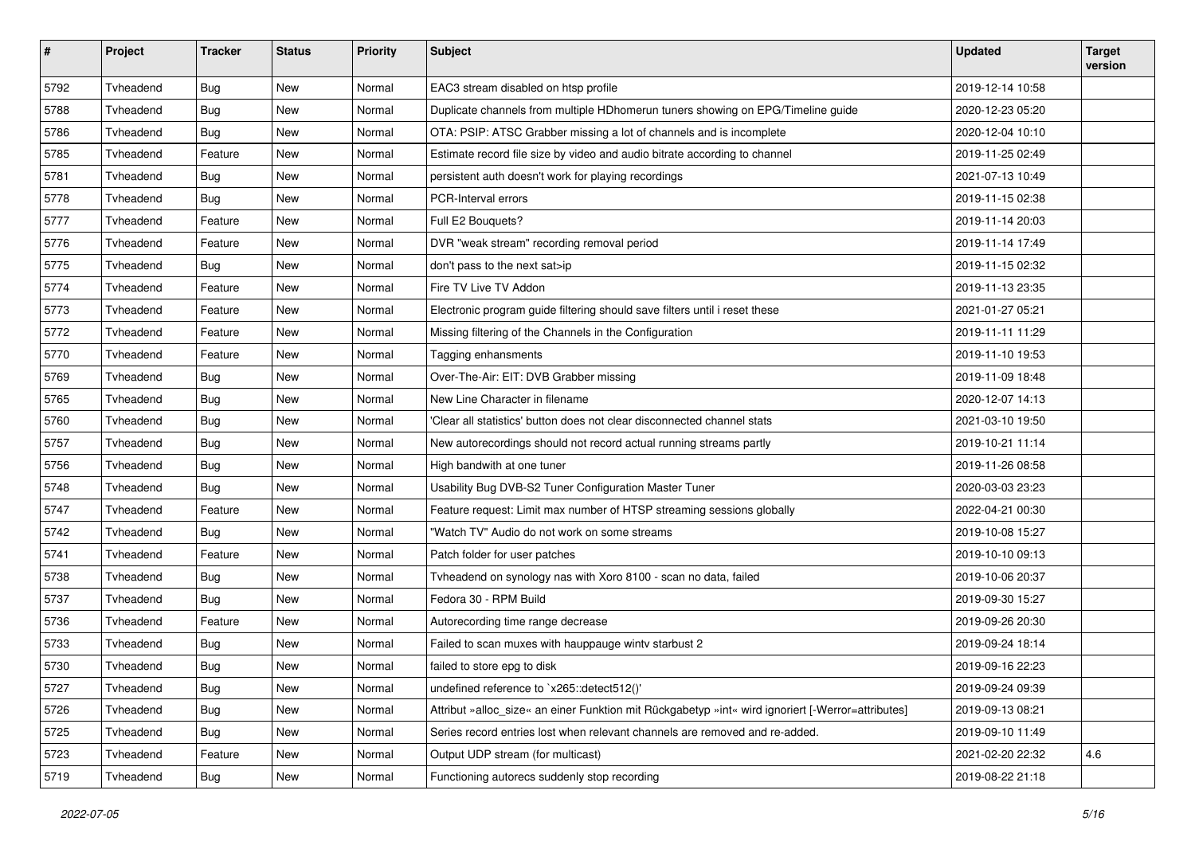| # | Project | Tracker | Status | Priority | Subject | Updated | Target version |
|---|---|---|---|---|---|---|---|
| 5792 | Tvheadend | Bug | New | Normal | EAC3 stream disabled on htsp profile | 2019-12-14 10:58 | |
| 5788 | Tvheadend | Bug | New | Normal | Duplicate channels from multiple HDhomerun tuners showing on EPG/Timeline guide | 2020-12-23 05:20 | |
| 5786 | Tvheadend | Bug | New | Normal | OTA: PSIP: ATSC Grabber missing a lot of channels and is incomplete | 2020-12-04 10:10 | |
| 5785 | Tvheadend | Feature | New | Normal | Estimate record file size by video and audio bitrate according to channel | 2019-11-25 02:49 | |
| 5781 | Tvheadend | Bug | New | Normal | persistent auth doesn't work for playing recordings | 2021-07-13 10:49 | |
| 5778 | Tvheadend | Bug | New | Normal | PCR-Interval errors | 2019-11-15 02:38 | |
| 5777 | Tvheadend | Feature | New | Normal | Full E2 Bouquets? | 2019-11-14 20:03 | |
| 5776 | Tvheadend | Feature | New | Normal | DVR "weak stream" recording removal period | 2019-11-14 17:49 | |
| 5775 | Tvheadend | Bug | New | Normal | don't pass to the next sat>ip | 2019-11-15 02:32 | |
| 5774 | Tvheadend | Feature | New | Normal | Fire TV Live TV Addon | 2019-11-13 23:35 | |
| 5773 | Tvheadend | Feature | New | Normal | Electronic program guide filtering should save filters until i reset these | 2021-01-27 05:21 | |
| 5772 | Tvheadend | Feature | New | Normal | Missing filtering of the Channels in the Configuration | 2019-11-11 11:29 | |
| 5770 | Tvheadend | Feature | New | Normal | Tagging enhansments | 2019-11-10 19:53 | |
| 5769 | Tvheadend | Bug | New | Normal | Over-The-Air: EIT: DVB Grabber missing | 2019-11-09 18:48 | |
| 5765 | Tvheadend | Bug | New | Normal | New Line Character in filename | 2020-12-07 14:13 | |
| 5760 | Tvheadend | Bug | New | Normal | 'Clear all statistics' button does not clear disconnected channel stats | 2021-03-10 19:50 | |
| 5757 | Tvheadend | Bug | New | Normal | New autorecordings should not record actual running streams partly | 2019-10-21 11:14 | |
| 5756 | Tvheadend | Bug | New | Normal | High bandwith at one tuner | 2019-11-26 08:58 | |
| 5748 | Tvheadend | Bug | New | Normal | Usability Bug DVB-S2 Tuner Configuration Master Tuner | 2020-03-03 23:23 | |
| 5747 | Tvheadend | Feature | New | Normal | Feature request: Limit max number of HTSP streaming sessions globally | 2022-04-21 00:30 | |
| 5742 | Tvheadend | Bug | New | Normal | "Watch TV" Audio do not work on some streams | 2019-10-08 15:27 | |
| 5741 | Tvheadend | Feature | New | Normal | Patch folder for user patches | 2019-10-10 09:13 | |
| 5738 | Tvheadend | Bug | New | Normal | Tvheadend on synology nas with Xoro 8100 - scan no data, failed | 2019-10-06 20:37 | |
| 5737 | Tvheadend | Bug | New | Normal | Fedora 30 - RPM Build | 2019-09-30 15:27 | |
| 5736 | Tvheadend | Feature | New | Normal | Autorecording time range decrease | 2019-09-26 20:30 | |
| 5733 | Tvheadend | Bug | New | Normal | Failed to scan muxes with hauppauge wintv starbust 2 | 2019-09-24 18:14 | |
| 5730 | Tvheadend | Bug | New | Normal | failed to store epg to disk | 2019-09-16 22:23 | |
| 5727 | Tvheadend | Bug | New | Normal | undefined reference to `x265::detect512()' | 2019-09-24 09:39 | |
| 5726 | Tvheadend | Bug | New | Normal | Attribut »alloc_size« an einer Funktion mit Rückgabetyp »int« wird ignoriert [-Werror=attributes] | 2019-09-13 08:21 | |
| 5725 | Tvheadend | Bug | New | Normal | Series record entries lost when relevant channels are removed and re-added. | 2019-09-10 11:49 | |
| 5723 | Tvheadend | Feature | New | Normal | Output UDP stream (for multicast) | 2021-02-20 22:32 | 4.6 |
| 5719 | Tvheadend | Bug | New | Normal | Functioning autorecs suddenly stop recording | 2019-08-22 21:18 | |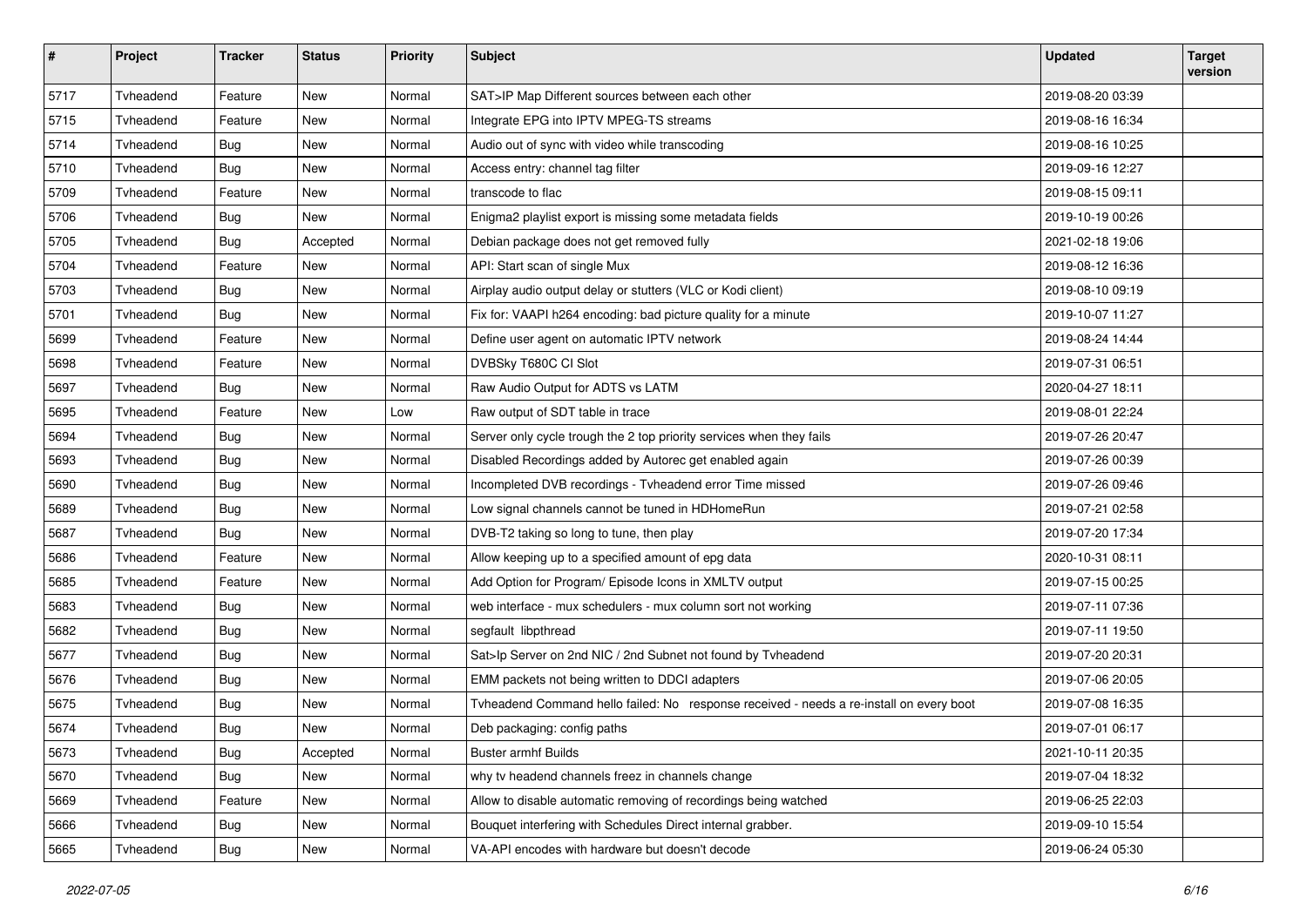| # | Project | Tracker | Status | Priority | Subject | Updated | Target version |
|---|---|---|---|---|---|---|---|
| 5717 | Tvheadend | Feature | New | Normal | SAT>IP Map Different sources between each other | 2019-08-20 03:39 | |
| 5715 | Tvheadend | Feature | New | Normal | Integrate EPG into IPTV MPEG-TS streams | 2019-08-16 16:34 | |
| 5714 | Tvheadend | Bug | New | Normal | Audio out of sync with video while transcoding | 2019-08-16 10:25 | |
| 5710 | Tvheadend | Bug | New | Normal | Access entry: channel tag filter | 2019-09-16 12:27 | |
| 5709 | Tvheadend | Feature | New | Normal | transcode to flac | 2019-08-15 09:11 | |
| 5706 | Tvheadend | Bug | New | Normal | Enigma2 playlist export is missing some metadata fields | 2019-10-19 00:26 | |
| 5705 | Tvheadend | Bug | Accepted | Normal | Debian package does not get removed fully | 2021-02-18 19:06 | |
| 5704 | Tvheadend | Feature | New | Normal | API: Start scan of single Mux | 2019-08-12 16:36 | |
| 5703 | Tvheadend | Bug | New | Normal | Airplay audio output delay or stutters (VLC or Kodi client) | 2019-08-10 09:19 | |
| 5701 | Tvheadend | Bug | New | Normal | Fix for: VAAPI h264 encoding: bad picture quality for a minute | 2019-10-07 11:27 | |
| 5699 | Tvheadend | Feature | New | Normal | Define user agent on automatic IPTV network | 2019-08-24 14:44 | |
| 5698 | Tvheadend | Feature | New | Normal | DVBSky T680C CI Slot | 2019-07-31 06:51 | |
| 5697 | Tvheadend | Bug | New | Normal | Raw Audio Output for ADTS vs LATM | 2020-04-27 18:11 | |
| 5695 | Tvheadend | Feature | New | Low | Raw output of SDT table in trace | 2019-08-01 22:24 | |
| 5694 | Tvheadend | Bug | New | Normal | Server only cycle trough the 2 top priority services when they fails | 2019-07-26 20:47 | |
| 5693 | Tvheadend | Bug | New | Normal | Disabled Recordings added by Autorec get enabled again | 2019-07-26 00:39 | |
| 5690 | Tvheadend | Bug | New | Normal | Incompleted DVB recordings - Tvheadend error Time missed | 2019-07-26 09:46 | |
| 5689 | Tvheadend | Bug | New | Normal | Low signal channels cannot be tuned in HDHomeRun | 2019-07-21 02:58 | |
| 5687 | Tvheadend | Bug | New | Normal | DVB-T2 taking so long to tune, then play | 2019-07-20 17:34 | |
| 5686 | Tvheadend | Feature | New | Normal | Allow keeping up to a specified amount of epg data | 2020-10-31 08:11 | |
| 5685 | Tvheadend | Feature | New | Normal | Add Option for Program/ Episode Icons in XMLTV output | 2019-07-15 00:25 | |
| 5683 | Tvheadend | Bug | New | Normal | web interface - mux schedulers - mux column sort not working | 2019-07-11 07:36 | |
| 5682 | Tvheadend | Bug | New | Normal | segfault libpthread | 2019-07-11 19:50 | |
| 5677 | Tvheadend | Bug | New | Normal | Sat>Ip Server on 2nd NIC / 2nd Subnet not found by Tvheadend | 2019-07-20 20:31 | |
| 5676 | Tvheadend | Bug | New | Normal | EMM packets not being written to DDCI adapters | 2019-07-06 20:05 | |
| 5675 | Tvheadend | Bug | New | Normal | Tvheadend Command hello failed: No response received - needs a re-install on every boot | 2019-07-08 16:35 | |
| 5674 | Tvheadend | Bug | New | Normal | Deb packaging: config paths | 2019-07-01 06:17 | |
| 5673 | Tvheadend | Bug | Accepted | Normal | Buster armhf Builds | 2021-10-11 20:35 | |
| 5670 | Tvheadend | Bug | New | Normal | why tv headend channels freez in channels change | 2019-07-04 18:32 | |
| 5669 | Tvheadend | Feature | New | Normal | Allow to disable automatic removing of recordings being watched | 2019-06-25 22:03 | |
| 5666 | Tvheadend | Bug | New | Normal | Bouquet interfering with Schedules Direct internal grabber. | 2019-09-10 15:54 | |
| 5665 | Tvheadend | Bug | New | Normal | VA-API encodes with hardware but doesn't decode | 2019-06-24 05:30 | |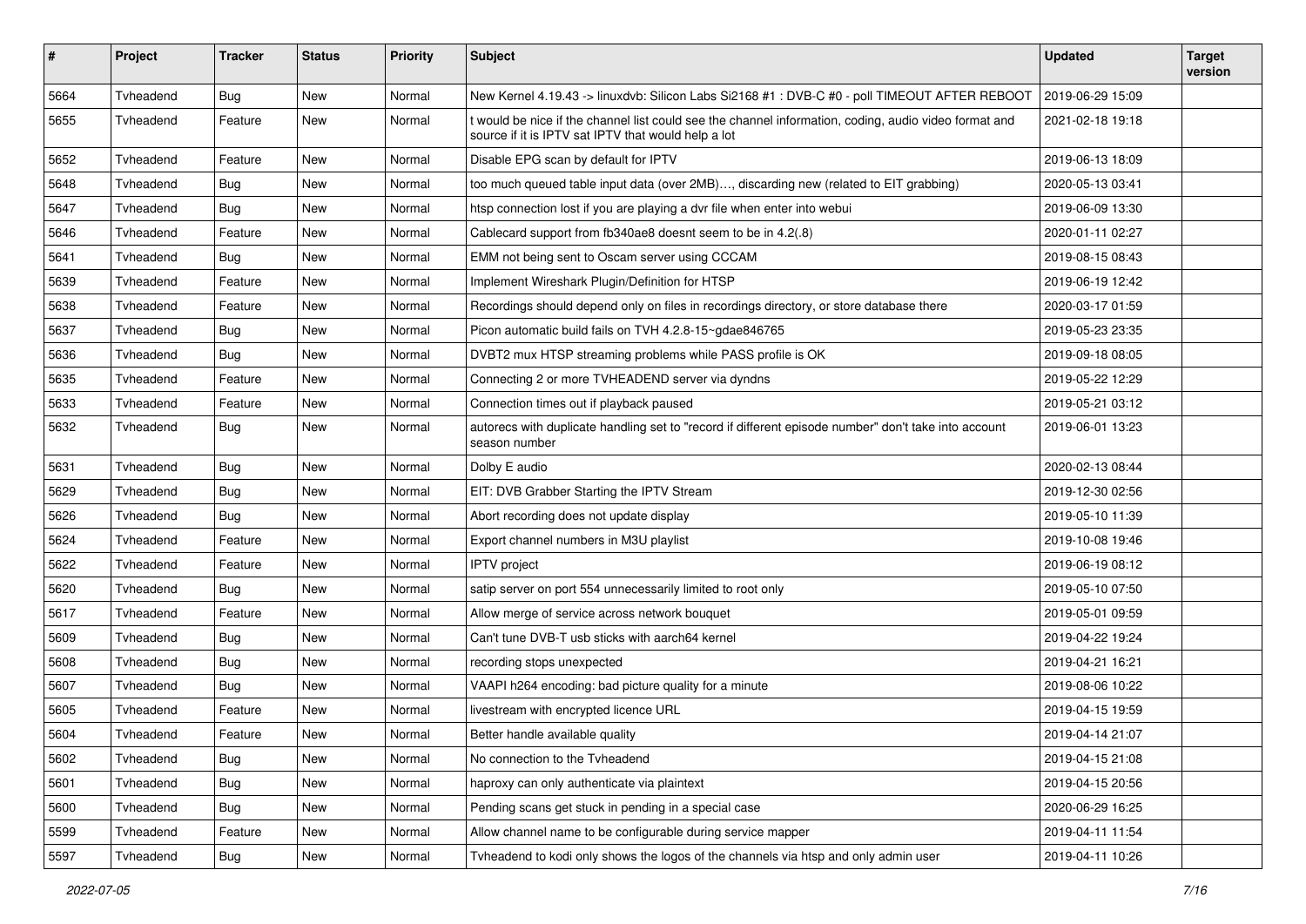| # | Project | Tracker | Status | Priority | Subject | Updated | Target version |
|---|---|---|---|---|---|---|---|
| 5664 | Tvheadend | Bug | New | Normal | New Kernel 4.19.43 -> linuxdvb: Silicon Labs Si2168 #1 : DVB-C #0 - poll TIMEOUT AFTER REBOOT | 2019-06-29 15:09 | |
| 5655 | Tvheadend | Feature | New | Normal | t would be nice if the channel list could see the channel information, coding, audio video format and source if it is IPTV sat IPTV that would help a lot | 2021-02-18 19:18 | |
| 5652 | Tvheadend | Feature | New | Normal | Disable EPG scan by default for IPTV | 2019-06-13 18:09 | |
| 5648 | Tvheadend | Bug | New | Normal | too much queued table input data (over 2MB)…, discarding new (related to EIT grabbing) | 2020-05-13 03:41 | |
| 5647 | Tvheadend | Bug | New | Normal | htsp connection lost if you are playing a dvr file when enter into webui | 2019-06-09 13:30 | |
| 5646 | Tvheadend | Feature | New | Normal | Cablecard support from fb340ae8 doesnt seem to be in 4.2(.8) | 2020-01-11 02:27 | |
| 5641 | Tvheadend | Bug | New | Normal | EMM not being sent to Oscam server using CCCAM | 2019-08-15 08:43 | |
| 5639 | Tvheadend | Feature | New | Normal | Implement Wireshark Plugin/Definition for HTSP | 2019-06-19 12:42 | |
| 5638 | Tvheadend | Feature | New | Normal | Recordings should depend only on files in recordings directory, or store database there | 2020-03-17 01:59 | |
| 5637 | Tvheadend | Bug | New | Normal | Picon automatic build fails on TVH 4.2.8-15~gdae846765 | 2019-05-23 23:35 | |
| 5636 | Tvheadend | Bug | New | Normal | DVBT2 mux HTSP streaming problems while PASS profile is OK | 2019-09-18 08:05 | |
| 5635 | Tvheadend | Feature | New | Normal | Connecting 2 or more TVHEADEND server via dyndns | 2019-05-22 12:29 | |
| 5633 | Tvheadend | Feature | New | Normal | Connection times out if playback paused | 2019-05-21 03:12 | |
| 5632 | Tvheadend | Bug | New | Normal | autorecs with duplicate handling set to "record if different episode number" don't take into account season number | 2019-06-01 13:23 | |
| 5631 | Tvheadend | Bug | New | Normal | Dolby E audio | 2020-02-13 08:44 | |
| 5629 | Tvheadend | Bug | New | Normal | EIT: DVB Grabber Starting the IPTV Stream | 2019-12-30 02:56 | |
| 5626 | Tvheadend | Bug | New | Normal | Abort recording does not update display | 2019-05-10 11:39 | |
| 5624 | Tvheadend | Feature | New | Normal | Export channel numbers in M3U playlist | 2019-10-08 19:46 | |
| 5622 | Tvheadend | Feature | New | Normal | IPTV project | 2019-06-19 08:12 | |
| 5620 | Tvheadend | Bug | New | Normal | satip server on port 554 unnecessarily limited to root only | 2019-05-10 07:50 | |
| 5617 | Tvheadend | Feature | New | Normal | Allow merge of service across network bouquet | 2019-05-01 09:59 | |
| 5609 | Tvheadend | Bug | New | Normal | Can't tune DVB-T usb sticks with aarch64 kernel | 2019-04-22 19:24 | |
| 5608 | Tvheadend | Bug | New | Normal | recording stops unexpected | 2019-04-21 16:21 | |
| 5607 | Tvheadend | Bug | New | Normal | VAAPI h264 encoding: bad picture quality for a minute | 2019-08-06 10:22 | |
| 5605 | Tvheadend | Feature | New | Normal | livestream with encrypted licence URL | 2019-04-15 19:59 | |
| 5604 | Tvheadend | Feature | New | Normal | Better handle available quality | 2019-04-14 21:07 | |
| 5602 | Tvheadend | Bug | New | Normal | No connection to the Tvheadend | 2019-04-15 21:08 | |
| 5601 | Tvheadend | Bug | New | Normal | haproxy can only authenticate via plaintext | 2019-04-15 20:56 | |
| 5600 | Tvheadend | Bug | New | Normal | Pending scans get stuck in pending in a special case | 2020-06-29 16:25 | |
| 5599 | Tvheadend | Feature | New | Normal | Allow channel name to be configurable during service mapper | 2019-04-11 11:54 | |
| 5597 | Tvheadend | Bug | New | Normal | Tvheadend to kodi only shows the logos of the channels via htsp and only admin user | 2019-04-11 10:26 | |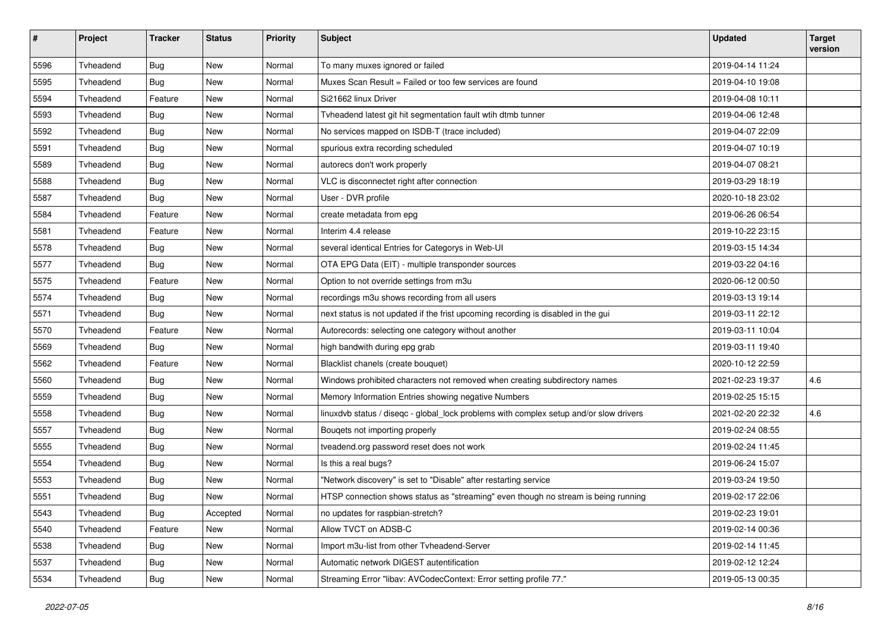| # | Project | Tracker | Status | Priority | Subject | Updated | Target version |
|---|---|---|---|---|---|---|---|
| 5596 | Tvheadend | Bug | New | Normal | To many muxes ignored or failed | 2019-04-14 11:24 | |
| 5595 | Tvheadend | Bug | New | Normal | Muxes Scan Result = Failed or too few services are found | 2019-04-10 19:08 | |
| 5594 | Tvheadend | Feature | New | Normal | Si21662 linux Driver | 2019-04-08 10:11 | |
| 5593 | Tvheadend | Bug | New | Normal | Tvheadend latest git hit segmentation fault wtih dtmb tunner | 2019-04-06 12:48 | |
| 5592 | Tvheadend | Bug | New | Normal | No services mapped on ISDB-T (trace included) | 2019-04-07 22:09 | |
| 5591 | Tvheadend | Bug | New | Normal | spurious extra recording scheduled | 2019-04-07 10:19 | |
| 5589 | Tvheadend | Bug | New | Normal | autorecs don't work properly | 2019-04-07 08:21 | |
| 5588 | Tvheadend | Bug | New | Normal | VLC is disconnectet right after connection | 2019-03-29 18:19 | |
| 5587 | Tvheadend | Bug | New | Normal | User - DVR profile | 2020-10-18 23:02 | |
| 5584 | Tvheadend | Feature | New | Normal | create metadata from epg | 2019-06-26 06:54 | |
| 5581 | Tvheadend | Feature | New | Normal | Interim 4.4 release | 2019-10-22 23:15 | |
| 5578 | Tvheadend | Bug | New | Normal | several identical Entries for Categorys in Web-UI | 2019-03-15 14:34 | |
| 5577 | Tvheadend | Bug | New | Normal | OTA EPG Data (EIT) - multiple transponder sources | 2019-03-22 04:16 | |
| 5575 | Tvheadend | Feature | New | Normal | Option to not override settings from m3u | 2020-06-12 00:50 | |
| 5574 | Tvheadend | Bug | New | Normal | recordings m3u shows recording from all users | 2019-03-13 19:14 | |
| 5571 | Tvheadend | Bug | New | Normal | next status is not updated if the frist upcoming recording is disabled in the gui | 2019-03-11 22:12 | |
| 5570 | Tvheadend | Feature | New | Normal | Autorecords: selecting one category without another | 2019-03-11 10:04 | |
| 5569 | Tvheadend | Bug | New | Normal | high bandwith during epg grab | 2019-03-11 19:40 | |
| 5562 | Tvheadend | Feature | New | Normal | Blacklist chanels (create bouquet) | 2020-10-12 22:59 | |
| 5560 | Tvheadend | Bug | New | Normal | Windows prohibited characters not removed when creating subdirectory names | 2021-02-23 19:37 | 4.6 |
| 5559 | Tvheadend | Bug | New | Normal | Memory Information Entries showing negative Numbers | 2019-02-25 15:15 | |
| 5558 | Tvheadend | Bug | New | Normal | linuxdvb status / diseqc - global_lock problems with complex setup and/or slow drivers | 2021-02-20 22:32 | 4.6 |
| 5557 | Tvheadend | Bug | New | Normal | Bouqets not importing properly | 2019-02-24 08:55 | |
| 5555 | Tvheadend | Bug | New | Normal | tveadend.org password reset does not work | 2019-02-24 11:45 | |
| 5554 | Tvheadend | Bug | New | Normal | Is this a real bugs? | 2019-06-24 15:07 | |
| 5553 | Tvheadend | Bug | New | Normal | "Network discovery" is set to "Disable" after restarting service | 2019-03-24 19:50 | |
| 5551 | Tvheadend | Bug | New | Normal | HTSP connection shows status as "streaming" even though no stream is being running | 2019-02-17 22:06 | |
| 5543 | Tvheadend | Bug | Accepted | Normal | no updates for raspbian-stretch? | 2019-02-23 19:01 | |
| 5540 | Tvheadend | Feature | New | Normal | Allow TVCT on ADSB-C | 2019-02-14 00:36 | |
| 5538 | Tvheadend | Bug | New | Normal | Import m3u-list from other Tvheadend-Server | 2019-02-14 11:45 | |
| 5537 | Tvheadend | Bug | New | Normal | Automatic network DIGEST autentification | 2019-02-12 12:24 | |
| 5534 | Tvheadend | Bug | New | Normal | Streaming Error "libav: AVCodecContext: Error setting profile 77." | 2019-05-13 00:35 | |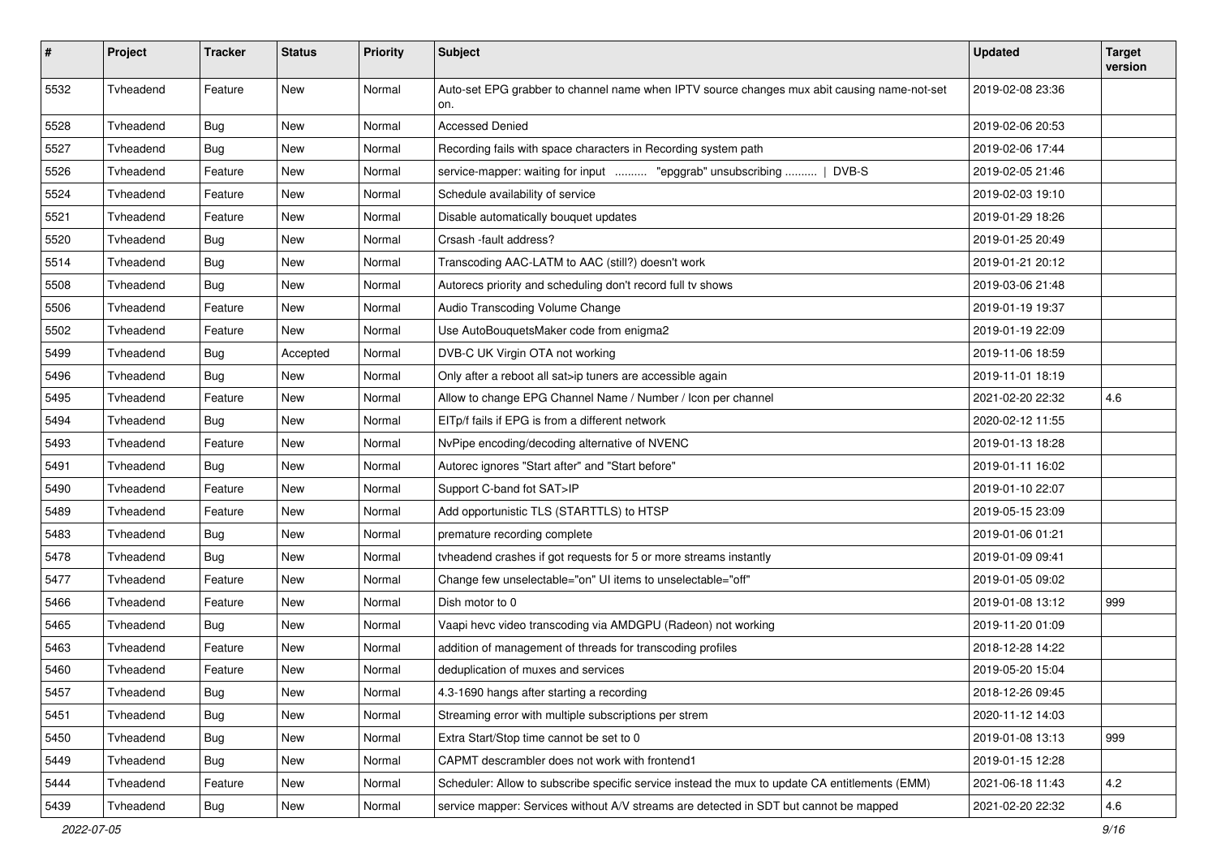| # | Project | Tracker | Status | Priority | Subject | Updated | Target version |
|---|---|---|---|---|---|---|---|
| 5532 | Tvheadend | Feature | New | Normal | Auto-set EPG grabber to channel name when IPTV source changes mux abit causing name-not-set on. | 2019-02-08 23:36 | |
| 5528 | Tvheadend | Bug | New | Normal | Accessed Denied | 2019-02-06 20:53 | |
| 5527 | Tvheadend | Bug | New | Normal | Recording fails with space characters in Recording system path | 2019-02-06 17:44 | |
| 5526 | Tvheadend | Feature | New | Normal | service-mapper: waiting for input .......... "epggrab" unsubscribing .......... \| DVB-S | 2019-02-05 21:46 | |
| 5524 | Tvheadend | Feature | New | Normal | Schedule availability of service | 2019-02-03 19:10 | |
| 5521 | Tvheadend | Feature | New | Normal | Disable automatically bouquet updates | 2019-01-29 18:26 | |
| 5520 | Tvheadend | Bug | New | Normal | Crsash -fault address? | 2019-01-25 20:49 | |
| 5514 | Tvheadend | Bug | New | Normal | Transcoding AAC-LATM to AAC (still?) doesn't work | 2019-01-21 20:12 | |
| 5508 | Tvheadend | Bug | New | Normal | Autorecs priority and scheduling don't record full tv shows | 2019-03-06 21:48 | |
| 5506 | Tvheadend | Feature | New | Normal | Audio Transcoding Volume Change | 2019-01-19 19:37 | |
| 5502 | Tvheadend | Feature | New | Normal | Use AutoBouquetsMaker code from enigma2 | 2019-01-19 22:09 | |
| 5499 | Tvheadend | Bug | Accepted | Normal | DVB-C UK Virgin OTA not working | 2019-11-06 18:59 | |
| 5496 | Tvheadend | Bug | New | Normal | Only after a reboot all sat>ip tuners are accessible again | 2019-11-01 18:19 | |
| 5495 | Tvheadend | Feature | New | Normal | Allow to change EPG Channel Name / Number / Icon per channel | 2021-02-20 22:32 | 4.6 |
| 5494 | Tvheadend | Bug | New | Normal | EITp/f fails if EPG is from a different network | 2020-02-12 11:55 | |
| 5493 | Tvheadend | Feature | New | Normal | NvPipe encoding/decoding alternative of NVENC | 2019-01-13 18:28 | |
| 5491 | Tvheadend | Bug | New | Normal | Autorec ignores "Start after" and "Start before" | 2019-01-11 16:02 | |
| 5490 | Tvheadend | Feature | New | Normal | Support C-band fot SAT>IP | 2019-01-10 22:07 | |
| 5489 | Tvheadend | Feature | New | Normal | Add opportunistic TLS (STARTTLS) to HTSP | 2019-05-15 23:09 | |
| 5483 | Tvheadend | Bug | New | Normal | premature recording complete | 2019-01-06 01:21 | |
| 5478 | Tvheadend | Bug | New | Normal | tvheadend crashes if got requests for 5 or more streams instantly | 2019-01-09 09:41 | |
| 5477 | Tvheadend | Feature | New | Normal | Change few unselectable="on" UI items to unselectable="off" | 2019-01-05 09:02 | |
| 5466 | Tvheadend | Feature | New | Normal | Dish motor to 0 | 2019-01-08 13:12 | 999 |
| 5465 | Tvheadend | Bug | New | Normal | Vaapi hevc video transcoding via AMDGPU (Radeon) not working | 2019-11-20 01:09 | |
| 5463 | Tvheadend | Feature | New | Normal | addition of management of threads for transcoding profiles | 2018-12-28 14:22 | |
| 5460 | Tvheadend | Feature | New | Normal | deduplication of muxes and services | 2019-05-20 15:04 | |
| 5457 | Tvheadend | Bug | New | Normal | 4.3-1690 hangs after starting a recording | 2018-12-26 09:45 | |
| 5451 | Tvheadend | Bug | New | Normal | Streaming error with multiple subscriptions per strem | 2020-11-12 14:03 | |
| 5450 | Tvheadend | Bug | New | Normal | Extra Start/Stop time cannot be set to 0 | 2019-01-08 13:13 | 999 |
| 5449 | Tvheadend | Bug | New | Normal | CAPMT descrambler does not work with frontend1 | 2019-01-15 12:28 | |
| 5444 | Tvheadend | Feature | New | Normal | Scheduler: Allow to subscribe specific service instead the mux to update CA entitlements (EMM) | 2021-06-18 11:43 | 4.2 |
| 5439 | Tvheadend | Bug | New | Normal | service mapper: Services without A/V streams are detected in SDT but cannot be mapped | 2021-02-20 22:32 | 4.6 |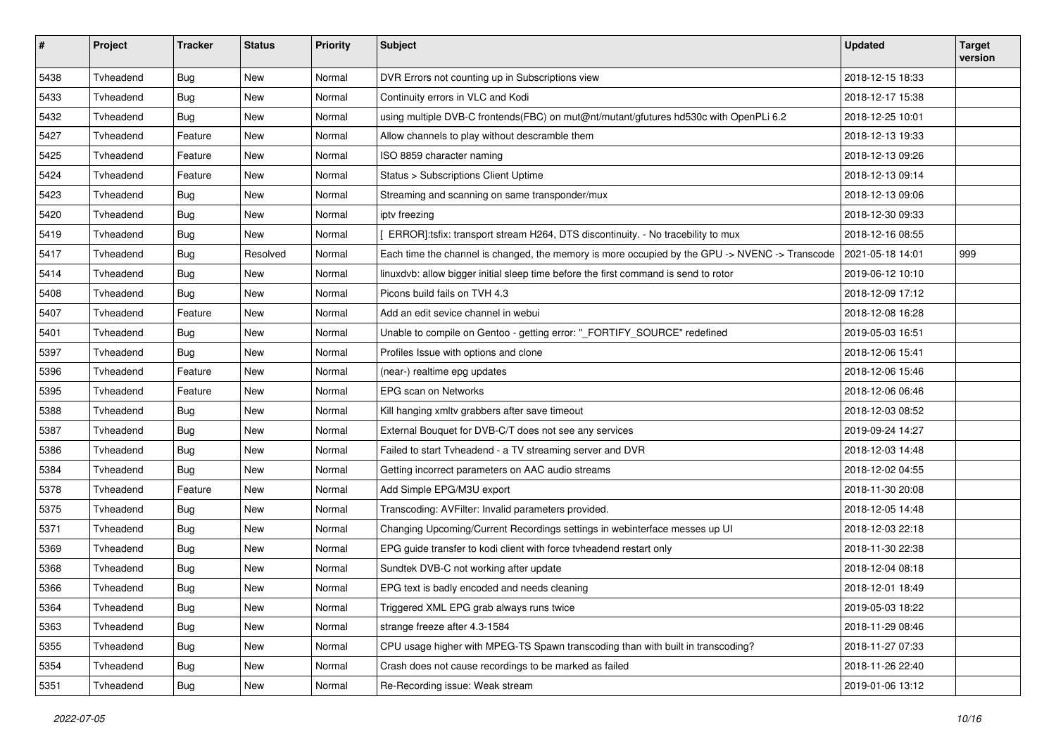| # | Project | Tracker | Status | Priority | Subject | Updated | Target version |
|---|---|---|---|---|---|---|---|
| 5438 | Tvheadend | Bug | New | Normal | DVR Errors not counting up in Subscriptions view | 2018-12-15 18:33 | |
| 5433 | Tvheadend | Bug | New | Normal | Continuity errors in VLC and Kodi | 2018-12-17 15:38 | |
| 5432 | Tvheadend | Bug | New | Normal | using multiple DVB-C frontends(FBC) on mut@nt/mutant/gfutures hd530c with OpenPLi 6.2 | 2018-12-25 10:01 | |
| 5427 | Tvheadend | Feature | New | Normal | Allow channels to play without descramble them | 2018-12-13 19:33 | |
| 5425 | Tvheadend | Feature | New | Normal | ISO 8859 character naming | 2018-12-13 09:26 | |
| 5424 | Tvheadend | Feature | New | Normal | Status > Subscriptions Client Uptime | 2018-12-13 09:14 | |
| 5423 | Tvheadend | Bug | New | Normal | Streaming and scanning on same transponder/mux | 2018-12-13 09:06 | |
| 5420 | Tvheadend | Bug | New | Normal | iptv freezing | 2018-12-30 09:33 | |
| 5419 | Tvheadend | Bug | New | Normal | [ ERROR]:tsfix: transport stream H264, DTS discontinuity. - No tracebility to mux | 2018-12-16 08:55 | |
| 5417 | Tvheadend | Bug | Resolved | Normal | Each time the channel is changed, the memory is more occupied by the GPU -> NVENC -> Transcode | 2021-05-18 14:01 | 999 |
| 5414 | Tvheadend | Bug | New | Normal | linuxdvb: allow bigger initial sleep time before the first command is send to rotor | 2019-06-12 10:10 | |
| 5408 | Tvheadend | Bug | New | Normal | Picons build fails on TVH 4.3 | 2018-12-09 17:12 | |
| 5407 | Tvheadend | Feature | New | Normal | Add an edit sevice channel in webui | 2018-12-08 16:28 | |
| 5401 | Tvheadend | Bug | New | Normal | Unable to compile on Gentoo - getting error: "_FORTIFY_SOURCE" redefined | 2019-05-03 16:51 | |
| 5397 | Tvheadend | Bug | New | Normal | Profiles Issue with options and clone | 2018-12-06 15:41 | |
| 5396 | Tvheadend | Feature | New | Normal | (near-) realtime epg updates | 2018-12-06 15:46 | |
| 5395 | Tvheadend | Feature | New | Normal | EPG scan on Networks | 2018-12-06 06:46 | |
| 5388 | Tvheadend | Bug | New | Normal | Kill hanging xmltv grabbers after save timeout | 2018-12-03 08:52 | |
| 5387 | Tvheadend | Bug | New | Normal | External Bouquet for DVB-C/T does not see any services | 2019-09-24 14:27 | |
| 5386 | Tvheadend | Bug | New | Normal | Failed to start Tvheadend - a TV streaming server and DVR | 2018-12-03 14:48 | |
| 5384 | Tvheadend | Bug | New | Normal | Getting incorrect parameters on AAC audio streams | 2018-12-02 04:55 | |
| 5378 | Tvheadend | Feature | New | Normal | Add Simple EPG/M3U export | 2018-11-30 20:08 | |
| 5375 | Tvheadend | Bug | New | Normal | Transcoding: AVFilter: Invalid parameters provided. | 2018-12-05 14:48 | |
| 5371 | Tvheadend | Bug | New | Normal | Changing Upcoming/Current Recordings settings in webinterface messes up UI | 2018-12-03 22:18 | |
| 5369 | Tvheadend | Bug | New | Normal | EPG guide transfer to kodi client with force tvheadend restart only | 2018-11-30 22:38 | |
| 5368 | Tvheadend | Bug | New | Normal | Sundtek DVB-C not working after update | 2018-12-04 08:18 | |
| 5366 | Tvheadend | Bug | New | Normal | EPG text is badly encoded and needs cleaning | 2018-12-01 18:49 | |
| 5364 | Tvheadend | Bug | New | Normal | Triggered XML EPG grab always runs twice | 2019-05-03 18:22 | |
| 5363 | Tvheadend | Bug | New | Normal | strange freeze after 4.3-1584 | 2018-11-29 08:46 | |
| 5355 | Tvheadend | Bug | New | Normal | CPU usage higher with MPEG-TS Spawn transcoding than with built in transcoding? | 2018-11-27 07:33 | |
| 5354 | Tvheadend | Bug | New | Normal | Crash does not cause recordings to be marked as failed | 2018-11-26 22:40 | |
| 5351 | Tvheadend | Bug | New | Normal | Re-Recording issue: Weak stream | 2019-01-06 13:12 | |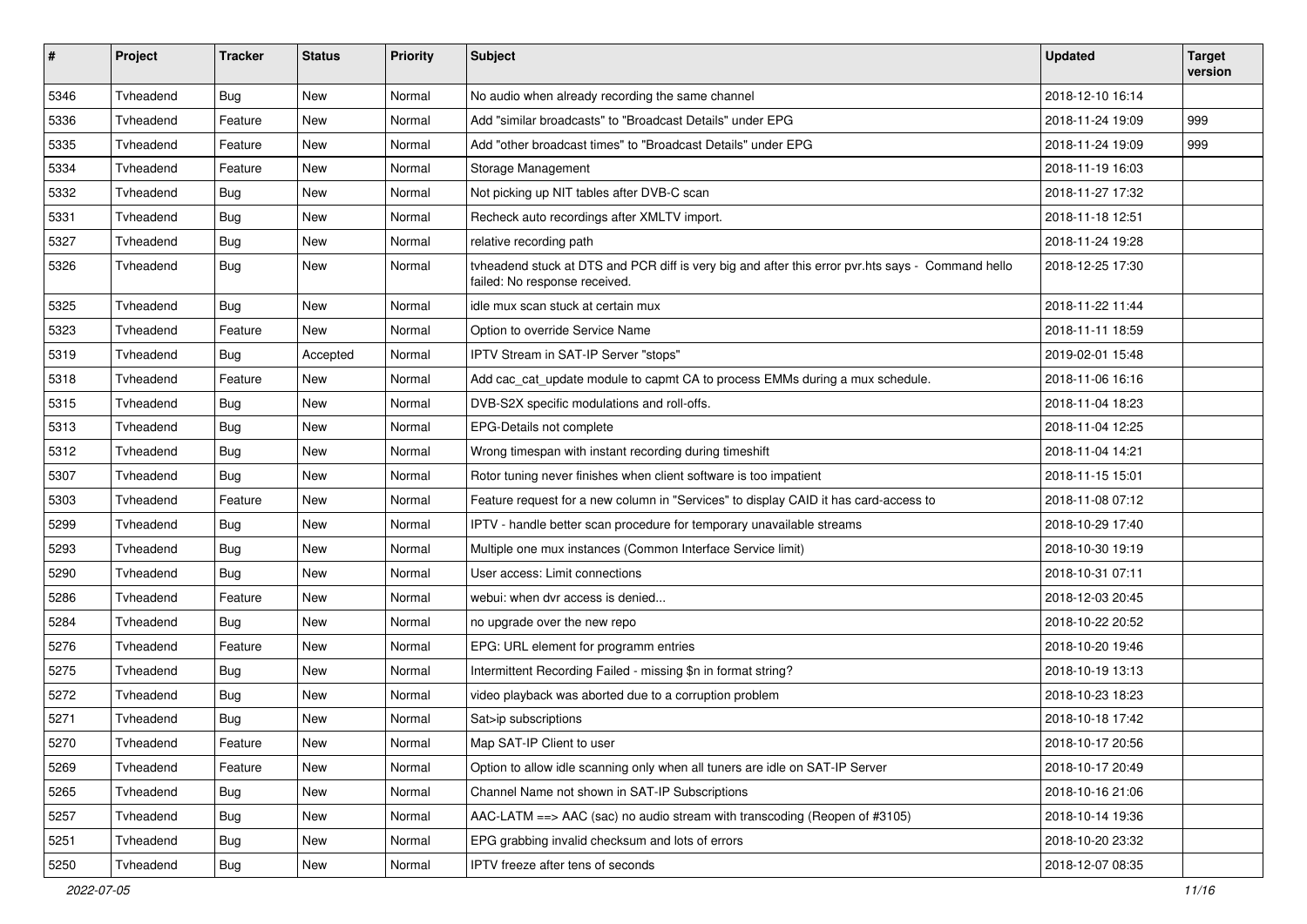| # | Project | Tracker | Status | Priority | Subject | Updated | Target version |
|---|---|---|---|---|---|---|---|
| 5346 | Tvheadend | Bug | New | Normal | No audio when already recording the same channel | 2018-12-10 16:14 | |
| 5336 | Tvheadend | Feature | New | Normal | Add "similar broadcasts" to "Broadcast Details" under EPG | 2018-11-24 19:09 | 999 |
| 5335 | Tvheadend | Feature | New | Normal | Add "other broadcast times" to "Broadcast Details" under EPG | 2018-11-24 19:09 | 999 |
| 5334 | Tvheadend | Feature | New | Normal | Storage Management | 2018-11-19 16:03 | |
| 5332 | Tvheadend | Bug | New | Normal | Not picking up NIT tables after DVB-C scan | 2018-11-27 17:32 | |
| 5331 | Tvheadend | Bug | New | Normal | Recheck auto recordings after XMLTV import. | 2018-11-18 12:51 | |
| 5327 | Tvheadend | Bug | New | Normal | relative recording path | 2018-11-24 19:28 | |
| 5326 | Tvheadend | Bug | New | Normal | tvheadend stuck at DTS and PCR diff is very big and after this error pvr.hts says - Command hello failed: No response received. | 2018-12-25 17:30 | |
| 5325 | Tvheadend | Bug | New | Normal | idle mux scan stuck at certain mux | 2018-11-22 11:44 | |
| 5323 | Tvheadend | Feature | New | Normal | Option to override Service Name | 2018-11-11 18:59 | |
| 5319 | Tvheadend | Bug | Accepted | Normal | IPTV Stream in SAT-IP Server "stops" | 2019-02-01 15:48 | |
| 5318 | Tvheadend | Feature | New | Normal | Add cac_cat_update module to capmt CA to process EMMs during a mux schedule. | 2018-11-06 16:16 | |
| 5315 | Tvheadend | Bug | New | Normal | DVB-S2X specific modulations and roll-offs. | 2018-11-04 18:23 | |
| 5313 | Tvheadend | Bug | New | Normal | EPG-Details not complete | 2018-11-04 12:25 | |
| 5312 | Tvheadend | Bug | New | Normal | Wrong timespan with instant recording during timeshift | 2018-11-04 14:21 | |
| 5307 | Tvheadend | Bug | New | Normal | Rotor tuning never finishes when client software is too impatient | 2018-11-15 15:01 | |
| 5303 | Tvheadend | Feature | New | Normal | Feature request for a new column in "Services" to display CAID it has card-access to | 2018-11-08 07:12 | |
| 5299 | Tvheadend | Bug | New | Normal | IPTV - handle better scan procedure for temporary unavailable streams | 2018-10-29 17:40 | |
| 5293 | Tvheadend | Bug | New | Normal | Multiple one mux instances (Common Interface Service limit) | 2018-10-30 19:19 | |
| 5290 | Tvheadend | Bug | New | Normal | User access: Limit connections | 2018-10-31 07:11 | |
| 5286 | Tvheadend | Feature | New | Normal | webui: when dvr access is denied... | 2018-12-03 20:45 | |
| 5284 | Tvheadend | Bug | New | Normal | no upgrade over the new repo | 2018-10-22 20:52 | |
| 5276 | Tvheadend | Feature | New | Normal | EPG: URL element for programm entries | 2018-10-20 19:46 | |
| 5275 | Tvheadend | Bug | New | Normal | Intermittent Recording Failed - missing $n in format string? | 2018-10-19 13:13 | |
| 5272 | Tvheadend | Bug | New | Normal | video playback was aborted due to a corruption problem | 2018-10-23 18:23 | |
| 5271 | Tvheadend | Bug | New | Normal | Sat>ip subscriptions | 2018-10-18 17:42 | |
| 5270 | Tvheadend | Feature | New | Normal | Map SAT-IP Client to user | 2018-10-17 20:56 | |
| 5269 | Tvheadend | Feature | New | Normal | Option to allow idle scanning only when all tuners are idle on SAT-IP Server | 2018-10-17 20:49 | |
| 5265 | Tvheadend | Bug | New | Normal | Channel Name not shown in SAT-IP Subscriptions | 2018-10-16 21:06 | |
| 5257 | Tvheadend | Bug | New | Normal | AAC-LATM ==> AAC (sac) no audio stream with transcoding (Reopen of #3105) | 2018-10-14 19:36 | |
| 5251 | Tvheadend | Bug | New | Normal | EPG grabbing invalid checksum and lots of errors | 2018-10-20 23:32 | |
| 5250 | Tvheadend | Bug | New | Normal | IPTV freeze after tens of seconds | 2018-12-07 08:35 | |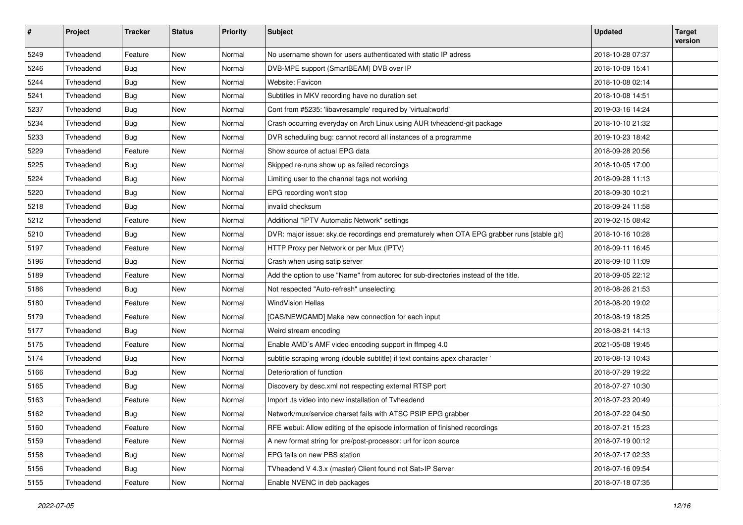| # | Project | Tracker | Status | Priority | Subject | Updated | Target version |
|---|---|---|---|---|---|---|---|
| 5249 | Tvheadend | Feature | New | Normal | No username shown for users authenticated with static IP adress | 2018-10-28 07:37 | |
| 5246 | Tvheadend | Bug | New | Normal | DVB-MPE support (SmartBEAM) DVB over IP | 2018-10-09 15:41 | |
| 5244 | Tvheadend | Bug | New | Normal | Website: Favicon | 2018-10-08 02:14 | |
| 5241 | Tvheadend | Bug | New | Normal | Subtitles in MKV recording have no duration set | 2018-10-08 14:51 | |
| 5237 | Tvheadend | Bug | New | Normal | Cont from #5235: 'libavresample' required by 'virtual:world' | 2019-03-16 14:24 | |
| 5234 | Tvheadend | Bug | New | Normal | Crash occurring everyday on Arch Linux using AUR tvheadend-git package | 2018-10-10 21:32 | |
| 5233 | Tvheadend | Bug | New | Normal | DVR scheduling bug: cannot record all instances of a programme | 2019-10-23 18:42 | |
| 5229 | Tvheadend | Feature | New | Normal | Show source of actual EPG data | 2018-09-28 20:56 | |
| 5225 | Tvheadend | Bug | New | Normal | Skipped re-runs show up as failed recordings | 2018-10-05 17:00 | |
| 5224 | Tvheadend | Bug | New | Normal | Limiting user to the channel tags not working | 2018-09-28 11:13 | |
| 5220 | Tvheadend | Bug | New | Normal | EPG recording won't stop | 2018-09-30 10:21 | |
| 5218 | Tvheadend | Bug | New | Normal | invalid checksum | 2018-09-24 11:58 | |
| 5212 | Tvheadend | Feature | New | Normal | Additional "IPTV Automatic Network" settings | 2019-02-15 08:42 | |
| 5210 | Tvheadend | Bug | New | Normal | DVR: major issue: sky.de recordings end prematurely when OTA EPG grabber runs [stable git] | 2018-10-16 10:28 | |
| 5197 | Tvheadend | Feature | New | Normal | HTTP Proxy per Network or per Mux (IPTV) | 2018-09-11 16:45 | |
| 5196 | Tvheadend | Bug | New | Normal | Crash when using satip server | 2018-09-10 11:09 | |
| 5189 | Tvheadend | Feature | New | Normal | Add the option to use "Name" from autorec for sub-directories instead of the title. | 2018-09-05 22:12 | |
| 5186 | Tvheadend | Bug | New | Normal | Not respected "Auto-refresh" unselecting | 2018-08-26 21:53 | |
| 5180 | Tvheadend | Feature | New | Normal | WindVision Hellas | 2018-08-20 19:02 | |
| 5179 | Tvheadend | Feature | New | Normal | [CAS/NEWCAMD] Make new connection for each input | 2018-08-19 18:25 | |
| 5177 | Tvheadend | Bug | New | Normal | Weird stream encoding | 2018-08-21 14:13 | |
| 5175 | Tvheadend | Feature | New | Normal | Enable AMD´s AMF video encoding support in ffmpeg 4.0 | 2021-05-08 19:45 | |
| 5174 | Tvheadend | Bug | New | Normal | subtitle scraping wrong (double subtitle) if text contains apex character ' | 2018-08-13 10:43 | |
| 5166 | Tvheadend | Bug | New | Normal | Deterioration of function | 2018-07-29 19:22 | |
| 5165 | Tvheadend | Bug | New | Normal | Discovery by desc.xml not respecting external RTSP port | 2018-07-27 10:30 | |
| 5163 | Tvheadend | Feature | New | Normal | Import .ts video into new installation of Tvheadend | 2018-07-23 20:49 | |
| 5162 | Tvheadend | Bug | New | Normal | Network/mux/service charset fails with ATSC PSIP EPG grabber | 2018-07-22 04:50 | |
| 5160 | Tvheadend | Feature | New | Normal | RFE webui: Allow editing of the episode information of finished recordings | 2018-07-21 15:23 | |
| 5159 | Tvheadend | Feature | New | Normal | A new format string for pre/post-processor: url for icon source | 2018-07-19 00:12 | |
| 5158 | Tvheadend | Bug | New | Normal | EPG fails on new PBS station | 2018-07-17 02:33 | |
| 5156 | Tvheadend | Bug | New | Normal | TVheadend V 4.3.x (master) Client found not Sat>IP Server | 2018-07-16 09:54 | |
| 5155 | Tvheadend | Feature | New | Normal | Enable NVENC in deb packages | 2018-07-18 07:35 | |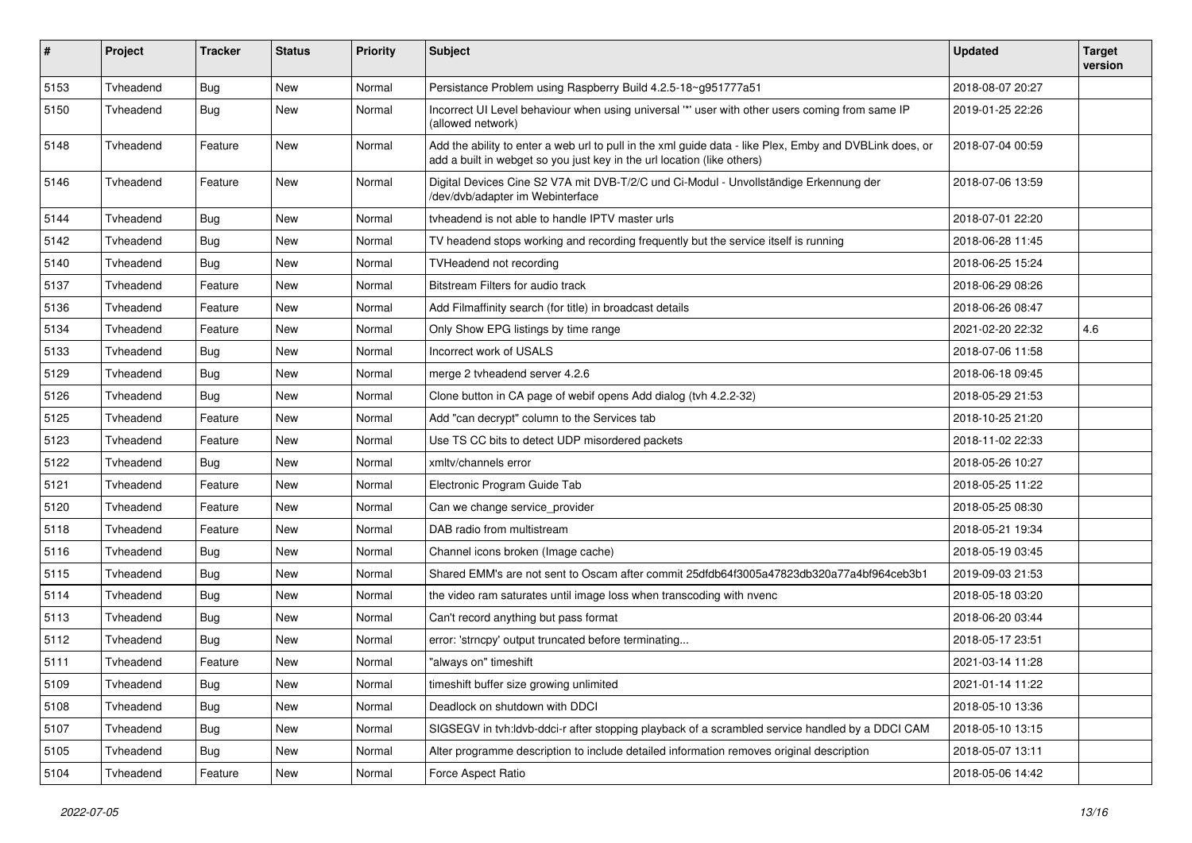| # | Project | Tracker | Status | Priority | Subject | Updated | Target version |
|---|---|---|---|---|---|---|---|
| 5153 | Tvheadend | Bug | New | Normal | Persistance Problem using Raspberry Build 4.2.5-18~g951777a51 | 2018-08-07 20:27 | |
| 5150 | Tvheadend | Bug | New | Normal | Incorrect UI Level behaviour when using universal '*' user with other users coming from same IP (allowed network) | 2019-01-25 22:26 | |
| 5148 | Tvheadend | Feature | New | Normal | Add the ability to enter a web url to pull in the xml guide data - like Plex, Emby and DVBLink does, or add a built in webget so you just key in the url location (like others) | 2018-07-04 00:59 | |
| 5146 | Tvheadend | Feature | New | Normal | Digital Devices Cine S2 V7A mit DVB-T/2/C und Ci-Modul - Unvollständige Erkennung der /dev/dvb/adapter im Webinterface | 2018-07-06 13:59 | |
| 5144 | Tvheadend | Bug | New | Normal | tvheadend is not able to handle IPTV master urls | 2018-07-01 22:20 | |
| 5142 | Tvheadend | Bug | New | Normal | TV headend stops working and recording frequently but the service itself is running | 2018-06-28 11:45 | |
| 5140 | Tvheadend | Bug | New | Normal | TVHeadend not recording | 2018-06-25 15:24 | |
| 5137 | Tvheadend | Feature | New | Normal | Bitstream Filters for audio track | 2018-06-29 08:26 | |
| 5136 | Tvheadend | Feature | New | Normal | Add Filmaffinity search (for title) in broadcast details | 2018-06-26 08:47 | |
| 5134 | Tvheadend | Feature | New | Normal | Only Show EPG listings by time range | 2021-02-20 22:32 | 4.6 |
| 5133 | Tvheadend | Bug | New | Normal | Incorrect work of USALS | 2018-07-06 11:58 | |
| 5129 | Tvheadend | Bug | New | Normal | merge 2 tvheadend server 4.2.6 | 2018-06-18 09:45 | |
| 5126 | Tvheadend | Bug | New | Normal | Clone button in CA page of webif opens Add dialog (tvh 4.2.2-32) | 2018-05-29 21:53 | |
| 5125 | Tvheadend | Feature | New | Normal | Add "can decrypt" column to the Services tab | 2018-10-25 21:20 | |
| 5123 | Tvheadend | Feature | New | Normal | Use TS CC bits to detect UDP misordered packets | 2018-11-02 22:33 | |
| 5122 | Tvheadend | Bug | New | Normal | xmltv/channels error | 2018-05-26 10:27 | |
| 5121 | Tvheadend | Feature | New | Normal | Electronic Program Guide Tab | 2018-05-25 11:22 | |
| 5120 | Tvheadend | Feature | New | Normal | Can we change service_provider | 2018-05-25 08:30 | |
| 5118 | Tvheadend | Feature | New | Normal | DAB radio from multistream | 2018-05-21 19:34 | |
| 5116 | Tvheadend | Bug | New | Normal | Channel icons broken (Image cache) | 2018-05-19 03:45 | |
| 5115 | Tvheadend | Bug | New | Normal | Shared EMM's are not sent to Oscam after commit 25dfdb64f3005a47823db320a77a4bf964ceb3b1 | 2019-09-03 21:53 | |
| 5114 | Tvheadend | Bug | New | Normal | the video ram saturates until image loss when transcoding with nvenc | 2018-05-18 03:20 | |
| 5113 | Tvheadend | Bug | New | Normal | Can't record anything but pass format | 2018-06-20 03:44 | |
| 5112 | Tvheadend | Bug | New | Normal | error: 'strncpy' output truncated before terminating... | 2018-05-17 23:51 | |
| 5111 | Tvheadend | Feature | New | Normal | "always on" timeshift | 2021-03-14 11:28 | |
| 5109 | Tvheadend | Bug | New | Normal | timeshift buffer size growing unlimited | 2021-01-14 11:22 | |
| 5108 | Tvheadend | Bug | New | Normal | Deadlock on shutdown with DDCI | 2018-05-10 13:36 | |
| 5107 | Tvheadend | Bug | New | Normal | SIGSEGV in tvh:ldvb-ddci-r after stopping playback of a scrambled service handled by a DDCI CAM | 2018-05-10 13:15 | |
| 5105 | Tvheadend | Bug | New | Normal | Alter programme description to include detailed information removes original description | 2018-05-07 13:11 | |
| 5104 | Tvheadend | Feature | New | Normal | Force Aspect Ratio | 2018-05-06 14:42 | |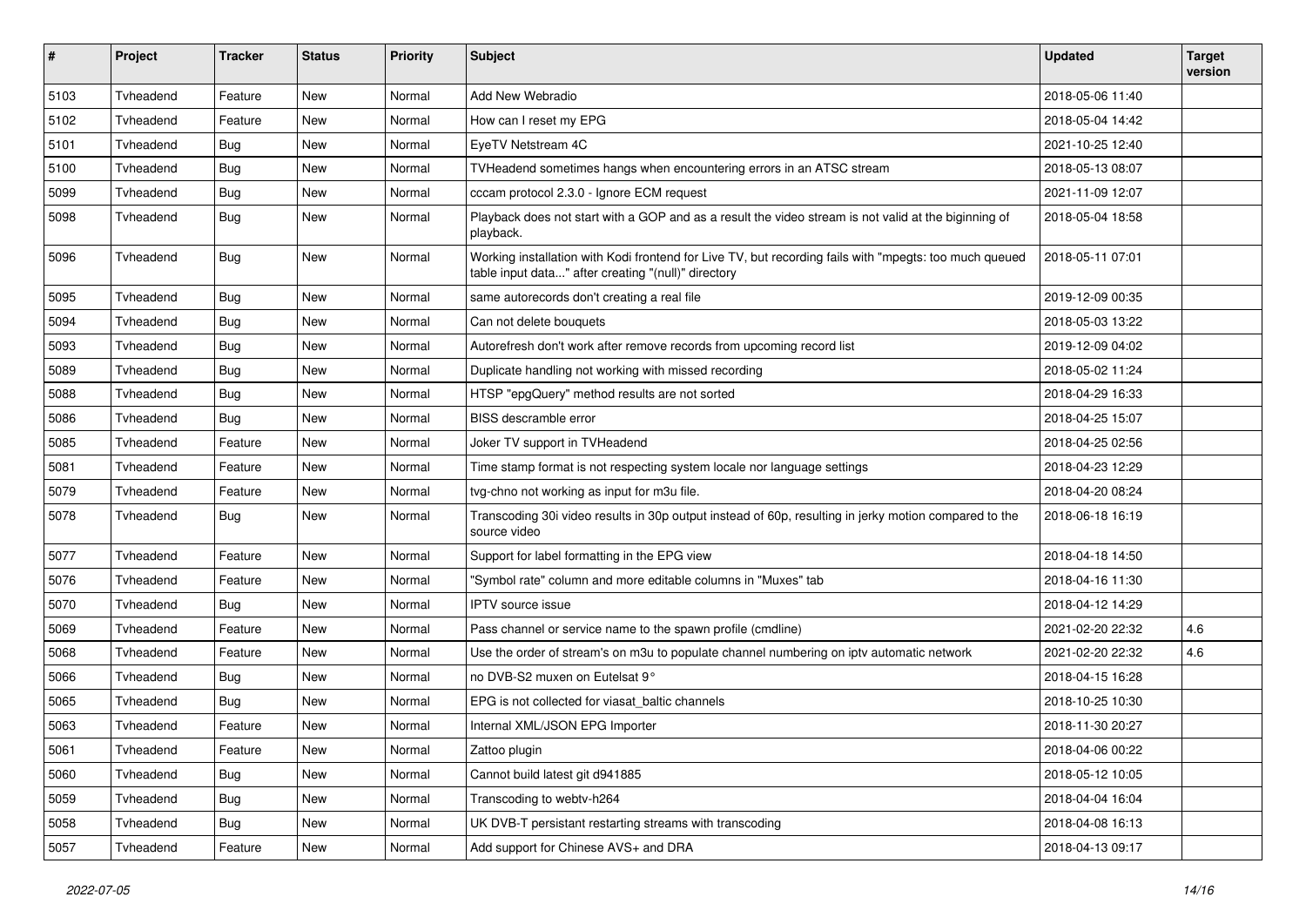| # | Project | Tracker | Status | Priority | Subject | Updated | Target version |
|---|---|---|---|---|---|---|---|
| 5103 | Tvheadend | Feature | New | Normal | Add New Webradio | 2018-05-06 11:40 | |
| 5102 | Tvheadend | Feature | New | Normal | How can I reset my EPG | 2018-05-04 14:42 | |
| 5101 | Tvheadend | Bug | New | Normal | EyeTV Netstream 4C | 2021-10-25 12:40 | |
| 5100 | Tvheadend | Bug | New | Normal | TVHeadend sometimes hangs when encountering errors in an ATSC stream | 2018-05-13 08:07 | |
| 5099 | Tvheadend | Bug | New | Normal | cccam protocol 2.3.0 - Ignore ECM request | 2021-11-09 12:07 | |
| 5098 | Tvheadend | Bug | New | Normal | Playback does not start with a GOP and as a result the video stream is not valid at the biginning of playback. | 2018-05-04 18:58 | |
| 5096 | Tvheadend | Bug | New | Normal | Working installation with Kodi frontend for Live TV, but recording fails with "mpegts: too much queued table input data..." after creating "(null)" directory | 2018-05-11 07:01 | |
| 5095 | Tvheadend | Bug | New | Normal | same autorecords don't creating a real file | 2019-12-09 00:35 | |
| 5094 | Tvheadend | Bug | New | Normal | Can not delete bouquets | 2018-05-03 13:22 | |
| 5093 | Tvheadend | Bug | New | Normal | Autorefresh don't work after remove records from upcoming record list | 2019-12-09 04:02 | |
| 5089 | Tvheadend | Bug | New | Normal | Duplicate handling not working with missed recording | 2018-05-02 11:24 | |
| 5088 | Tvheadend | Bug | New | Normal | HTSP "epgQuery" method results are not sorted | 2018-04-29 16:33 | |
| 5086 | Tvheadend | Bug | New | Normal | BISS descramble error | 2018-04-25 15:07 | |
| 5085 | Tvheadend | Feature | New | Normal | Joker TV support in TVHeadend | 2018-04-25 02:56 | |
| 5081 | Tvheadend | Feature | New | Normal | Time stamp format is not respecting system locale nor language settings | 2018-04-23 12:29 | |
| 5079 | Tvheadend | Feature | New | Normal | tvg-chno not working as input for m3u file. | 2018-04-20 08:24 | |
| 5078 | Tvheadend | Bug | New | Normal | Transcoding 30i video results in 30p output instead of 60p, resulting in jerky motion compared to the source video | 2018-06-18 16:19 | |
| 5077 | Tvheadend | Feature | New | Normal | Support for label formatting in the EPG view | 2018-04-18 14:50 | |
| 5076 | Tvheadend | Feature | New | Normal | "Symbol rate" column and more editable columns in "Muxes" tab | 2018-04-16 11:30 | |
| 5070 | Tvheadend | Bug | New | Normal | IPTV source issue | 2018-04-12 14:29 | |
| 5069 | Tvheadend | Feature | New | Normal | Pass channel or service name to the spawn profile (cmdline) | 2021-02-20 22:32 | 4.6 |
| 5068 | Tvheadend | Feature | New | Normal | Use the order of stream's on m3u to populate channel numbering on iptv automatic network | 2021-02-20 22:32 | 4.6 |
| 5066 | Tvheadend | Bug | New | Normal | no DVB-S2 muxen on Eutelsat 9° | 2018-04-15 16:28 | |
| 5065 | Tvheadend | Bug | New | Normal | EPG is not collected for viasat_baltic channels | 2018-10-25 10:30 | |
| 5063 | Tvheadend | Feature | New | Normal | Internal XML/JSON EPG Importer | 2018-11-30 20:27 | |
| 5061 | Tvheadend | Feature | New | Normal | Zattoo plugin | 2018-04-06 00:22 | |
| 5060 | Tvheadend | Bug | New | Normal | Cannot build latest git d941885 | 2018-05-12 10:05 | |
| 5059 | Tvheadend | Bug | New | Normal | Transcoding to webtv-h264 | 2018-04-04 16:04 | |
| 5058 | Tvheadend | Bug | New | Normal | UK DVB-T persistant restarting streams with transcoding | 2018-04-08 16:13 | |
| 5057 | Tvheadend | Feature | New | Normal | Add support for Chinese AVS+ and DRA | 2018-04-13 09:17 | |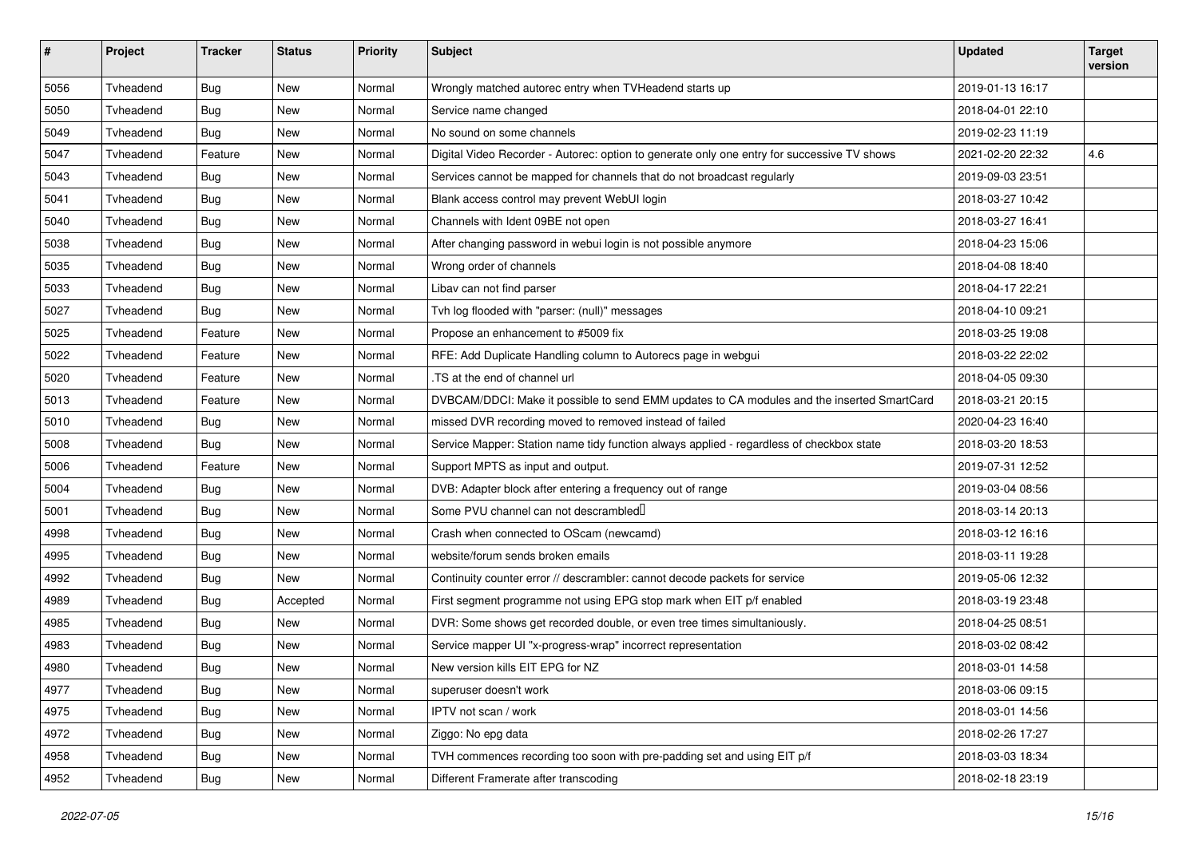| # | Project | Tracker | Status | Priority | Subject | Updated | Target version |
|---|---|---|---|---|---|---|---|
| 5056 | Tvheadend | Bug | New | Normal | Wrongly matched autorec entry when TVHeadend starts up | 2019-01-13 16:17 | |
| 5050 | Tvheadend | Bug | New | Normal | Service name changed | 2018-04-01 22:10 | |
| 5049 | Tvheadend | Bug | New | Normal | No sound on some channels | 2019-02-23 11:19 | |
| 5047 | Tvheadend | Feature | New | Normal | Digital Video Recorder - Autorec: option to generate only one entry for successive TV shows | 2021-02-20 22:32 | 4.6 |
| 5043 | Tvheadend | Bug | New | Normal | Services cannot be mapped for channels that do not broadcast regularly | 2019-09-03 23:51 | |
| 5041 | Tvheadend | Bug | New | Normal | Blank access control may prevent WebUI login | 2018-03-27 10:42 | |
| 5040 | Tvheadend | Bug | New | Normal | Channels with Ident 09BE not open | 2018-03-27 16:41 | |
| 5038 | Tvheadend | Bug | New | Normal | After changing password in webui login is not possible anymore | 2018-04-23 15:06 | |
| 5035 | Tvheadend | Bug | New | Normal | Wrong order of channels | 2018-04-08 18:40 | |
| 5033 | Tvheadend | Bug | New | Normal | Libav can not find parser | 2018-04-17 22:21 | |
| 5027 | Tvheadend | Bug | New | Normal | Tvh log flooded with "parser: (null)" messages | 2018-04-10 09:21 | |
| 5025 | Tvheadend | Feature | New | Normal | Propose an enhancement to #5009 fix | 2018-03-25 19:08 | |
| 5022 | Tvheadend | Feature | New | Normal | RFE: Add Duplicate Handling column to Autorecs page in webgui | 2018-03-22 22:02 | |
| 5020 | Tvheadend | Feature | New | Normal | .TS at the end of channel url | 2018-04-05 09:30 | |
| 5013 | Tvheadend | Feature | New | Normal | DVBCAM/DDCI: Make it possible to send EMM updates to CA modules and the inserted SmartCard | 2018-03-21 20:15 | |
| 5010 | Tvheadend | Bug | New | Normal | missed DVR recording moved to removed instead of failed | 2020-04-23 16:40 | |
| 5008 | Tvheadend | Bug | New | Normal | Service Mapper: Station name tidy function always applied - regardless of checkbox state | 2018-03-20 18:53 | |
| 5006 | Tvheadend | Feature | New | Normal | Support MPTS as input and output. | 2019-07-31 12:52 | |
| 5004 | Tvheadend | Bug | New | Normal | DVB: Adapter block after entering a frequency out of range | 2019-03-04 08:56 | |
| 5001 | Tvheadend | Bug | New | Normal | Some PVU channel can not descrambled | 2018-03-14 20:13 | |
| 4998 | Tvheadend | Bug | New | Normal | Crash when connected to OScam (newcamd) | 2018-03-12 16:16 | |
| 4995 | Tvheadend | Bug | New | Normal | website/forum sends broken emails | 2018-03-11 19:28 | |
| 4992 | Tvheadend | Bug | New | Normal | Continuity counter error // descrambler: cannot decode packets for service | 2019-05-06 12:32 | |
| 4989 | Tvheadend | Bug | Accepted | Normal | First segment programme not using EPG stop mark when EIT p/f enabled | 2018-03-19 23:48 | |
| 4985 | Tvheadend | Bug | New | Normal | DVR: Some shows get recorded double, or even tree times simultaniously. | 2018-04-25 08:51 | |
| 4983 | Tvheadend | Bug | New | Normal | Service mapper UI "x-progress-wrap" incorrect representation | 2018-03-02 08:42 | |
| 4980 | Tvheadend | Bug | New | Normal | New version kills EIT EPG for NZ | 2018-03-01 14:58 | |
| 4977 | Tvheadend | Bug | New | Normal | superuser doesn't work | 2018-03-06 09:15 | |
| 4975 | Tvheadend | Bug | New | Normal | IPTV not scan / work | 2018-03-01 14:56 | |
| 4972 | Tvheadend | Bug | New | Normal | Ziggo: No epg data | 2018-02-26 17:27 | |
| 4958 | Tvheadend | Bug | New | Normal | TVH commences recording too soon with pre-padding set and using EIT p/f | 2018-03-03 18:34 | |
| 4952 | Tvheadend | Bug | New | Normal | Different Framerate after transcoding | 2018-02-18 23:19 | |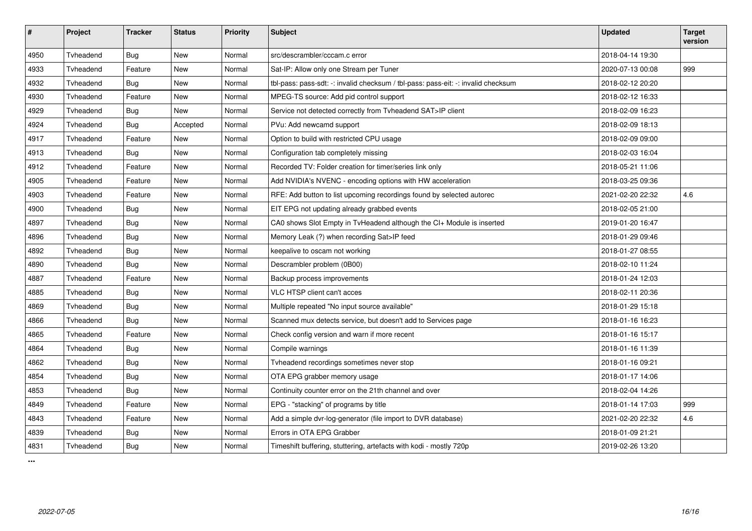| # | Project | Tracker | Status | Priority | Subject | Updated | Target version |
|---|---|---|---|---|---|---|---|
| 4950 | Tvheadend | Bug | New | Normal | src/descrambler/cccam.c error | 2018-04-14 19:30 | |
| 4933 | Tvheadend | Feature | New | Normal | Sat-IP: Allow only one Stream per Tuner | 2020-07-13 00:08 | 999 |
| 4932 | Tvheadend | Bug | New | Normal | tbl-pass: pass-sdt: -: invalid checksum / tbl-pass: pass-eit: -: invalid checksum | 2018-02-12 20:20 | |
| 4930 | Tvheadend | Feature | New | Normal | MPEG-TS source: Add pid control support | 2018-02-12 16:33 | |
| 4929 | Tvheadend | Bug | New | Normal | Service not detected correctly from Tvheadend SAT>IP client | 2018-02-09 16:23 | |
| 4924 | Tvheadend | Bug | Accepted | Normal | PVu: Add newcamd support | 2018-02-09 18:13 | |
| 4917 | Tvheadend | Feature | New | Normal | Option to build with restricted CPU usage | 2018-02-09 09:00 | |
| 4913 | Tvheadend | Bug | New | Normal | Configuration tab completely missing | 2018-02-03 16:04 | |
| 4912 | Tvheadend | Feature | New | Normal | Recorded TV: Folder creation for timer/series link only | 2018-05-21 11:06 | |
| 4905 | Tvheadend | Feature | New | Normal | Add NVIDIA's NVENC - encoding options with HW acceleration | 2018-03-25 09:36 | |
| 4903 | Tvheadend | Feature | New | Normal | RFE: Add button to list upcoming recordings found by selected autorec | 2021-02-20 22:32 | 4.6 |
| 4900 | Tvheadend | Bug | New | Normal | EIT EPG not updating already grabbed events | 2018-02-05 21:00 | |
| 4897 | Tvheadend | Bug | New | Normal | CA0 shows Slot Empty in TvHeadend although the CI+ Module is inserted | 2019-01-20 16:47 | |
| 4896 | Tvheadend | Bug | New | Normal | Memory Leak (?) when recording Sat>IP feed | 2018-01-29 09:46 | |
| 4892 | Tvheadend | Bug | New | Normal | keepalive to oscam not working | 2018-01-27 08:55 | |
| 4890 | Tvheadend | Bug | New | Normal | Descrambler problem (0B00) | 2018-02-10 11:24 | |
| 4887 | Tvheadend | Feature | New | Normal | Backup process improvements | 2018-01-24 12:03 | |
| 4885 | Tvheadend | Bug | New | Normal | VLC HTSP client can't acces | 2018-02-11 20:36 | |
| 4869 | Tvheadend | Bug | New | Normal | Multiple repeated "No input source available" | 2018-01-29 15:18 | |
| 4866 | Tvheadend | Bug | New | Normal | Scanned mux detects service, but doesn't add to Services page | 2018-01-16 16:23 | |
| 4865 | Tvheadend | Feature | New | Normal | Check config version and warn if more recent | 2018-01-16 15:17 | |
| 4864 | Tvheadend | Bug | New | Normal | Compile warnings | 2018-01-16 11:39 | |
| 4862 | Tvheadend | Bug | New | Normal | Tvheadend recordings sometimes never stop | 2018-01-16 09:21 | |
| 4854 | Tvheadend | Bug | New | Normal | OTA EPG grabber memory usage | 2018-01-17 14:06 | |
| 4853 | Tvheadend | Bug | New | Normal | Continuity counter error on the 21th channel and over | 2018-02-04 14:26 | |
| 4849 | Tvheadend | Feature | New | Normal | EPG - "stacking" of programs by title | 2018-01-14 17:03 | 999 |
| 4843 | Tvheadend | Feature | New | Normal | Add a simple dvr-log-generator (file import to DVR database) | 2021-02-20 22:32 | 4.6 |
| 4839 | Tvheadend | Bug | New | Normal | Errors in OTA EPG Grabber | 2018-01-09 21:21 | |
| 4831 | Tvheadend | Bug | New | Normal | Timeshift buffering, stuttering, artefacts with kodi - mostly 720p | 2019-02-26 13:20 | |

...